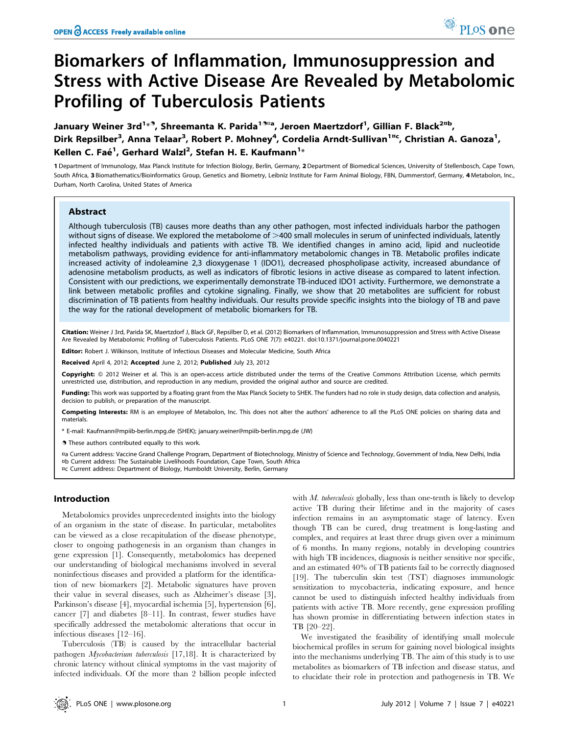# Biomarkers of Inflammation, Immunosuppression and Stress with Active Disease Are Revealed by Metabolomic Profiling of Tuberculosis Patients

January Weiner 3rd[1*¶], Shreemanta K. Parida[1¶¤a], Jeroen Maertzdorf[1], Gillian F. Black[2¤b], Dirk Repsilber[3], Anna Telaar[3], Robert P. Mohney[4], Cordelia Arndt-Sullivan[1¤c], Christian A. Ganoza[1], Kellen C. Faé[1], Gerhard Walzl[2], Stefan H. E. Kaufmann[1*]

1 Department of Immunology, Max Planck Institute for Infection Biology, Berlin, Germany, 2 Department of Biomedical Sciences, University of Stellenbosch, Cape Town, South Africa, 3 Biomathematics/Bioinformatics Group, Genetics and Biometry, Leibniz Institute for Farm Animal Biology, FBN, Dummerstorf, Germany, 4 Metabolon, Inc., Durham, North Carolina, United States of America

## Abstract

Although tuberculosis (TB) causes more deaths than any other pathogen, most infected individuals harbor the pathogen without signs of disease. We explored the metabolome of >400 small molecules in serum of uninfected individuals, latently infected healthy individuals and patients with active TB. We identified changes in amino acid, lipid and nucleotide metabolism pathways, providing evidence for anti-inflammatory metabolomic changes in TB. Metabolic profiles indicate increased activity of indoleamine 2,3 dioxygenase 1 (IDO1), decreased phospholipase activity, increased abundance of adenosine metabolism products, as well as indicators of fibrotic lesions in active disease as compared to latent infection. Consistent with our predictions, we experimentally demonstrate TB-induced IDO1 activity. Furthermore, we demonstrate a link between metabolic profiles and cytokine signaling. Finally, we show that 20 metabolites are sufficient for robust discrimination of TB patients from healthy individuals. Our results provide specific insights into the biology of TB and pave the way for the rational development of metabolic biomarkers for TB.

**Citation:** Weiner J 3rd, Parida SK, Maertzdorf J, Black GF, Repsilber D, et al. (2012) Biomarkers of Inflammation, Immunosuppression and Stress with Active Disease Are Revealed by Metabolomic Profiling of Tuberculosis Patients. PLoS ONE 7(7): e40221. doi:10.1371/journal.pone.0040221

**Editor:** Robert J. Wilkinson, Institute of Infectious Diseases and Molecular Medicine, South Africa

**Received** April 4, 2012; **Accepted** June 2, 2012; **Published** July 23, 2012

**Copyright:** © 2012 Weiner et al. This is an open-access article distributed under the terms of the Creative Commons Attribution License, which permits unrestricted use, distribution, and reproduction in any medium, provided the original author and source are credited.

**Funding:** This work was supported by a floating grant from the Max Planck Society to SHEK. The funders had no role in study design, data collection and analysis, decision to publish, or preparation of the manuscript.

**Competing Interests:** RM is an employee of Metabolon, Inc. This does not alter the authors' adherence to all the PLoS ONE policies on sharing data and materials.

\* E-mail: Kaufmann@mpiib-berlin.mpg.de (SHEK); january.weiner@mpiib-berlin.mpg.de (JW)

¶ These authors contributed equally to this work.

¤a Current address: Vaccine Grand Challenge Program, Department of Biotechnology, Ministry of Science and Technology, Government of India, New Delhi, India
¤b Current address: The Sustainable Livelihoods Foundation, Cape Town, South Africa
¤c Current address: Department of Biology, Humboldt University, Berlin, Germany

## Introduction

Metabolomics provides unprecedented insights into the biology of an organism in the state of disease. In particular, metabolites can be viewed as a close recapitulation of the disease phenotype, closer to ongoing pathogenesis in an organism than changes in gene expression [1]. Consequently, metabolomics has deepened our understanding of biological mechanisms involved in several noninfectious diseases and provided a platform for the identification of new biomarkers [2]. Metabolic signatures have proven their value in several diseases, such as Alzheimer's disease [3], Parkinson's disease [4], myocardial ischemia [5], hypertension [6], cancer [7] and diabetes [8–11]. In contrast, fewer studies have specifically addressed the metabolomic alterations that occur in infectious diseases [12–16].

Tuberculosis (TB) is caused by the intracellular bacterial pathogen *Mycobacterium tuberculosis* [17,18]. It is characterized by chronic latency without clinical symptoms in the vast majority of infected individuals. Of the more than 2 billion people infected with *M. tuberculosis* globally, less than one-tenth is likely to develop active TB during their lifetime and in the majority of cases infection remains in an asymptomatic stage of latency. Even though TB can be cured, drug treatment is long-lasting and complex, and requires at least three drugs given over a minimum of 6 months. In many regions, notably in developing countries with high TB incidences, diagnosis is neither sensitive nor specific, and an estimated 40% of TB patients fail to be correctly diagnosed [19]. The tuberculin skin test (TST) diagnoses immunologic sensitization to mycobacteria, indicating exposure, and hence cannot be used to distinguish infected healthy individuals from patients with active TB. More recently, gene expression profiling has shown promise in differentiating between infection states in TB [20–22].

We investigated the feasibility of identifying small molecule biochemical profiles in serum for gaining novel biological insights into the mechanisms underlying TB. The aim of this study is to use metabolites as biomarkers of TB infection and disease status, and to elucidate their role in protection and pathogenesis in TB. We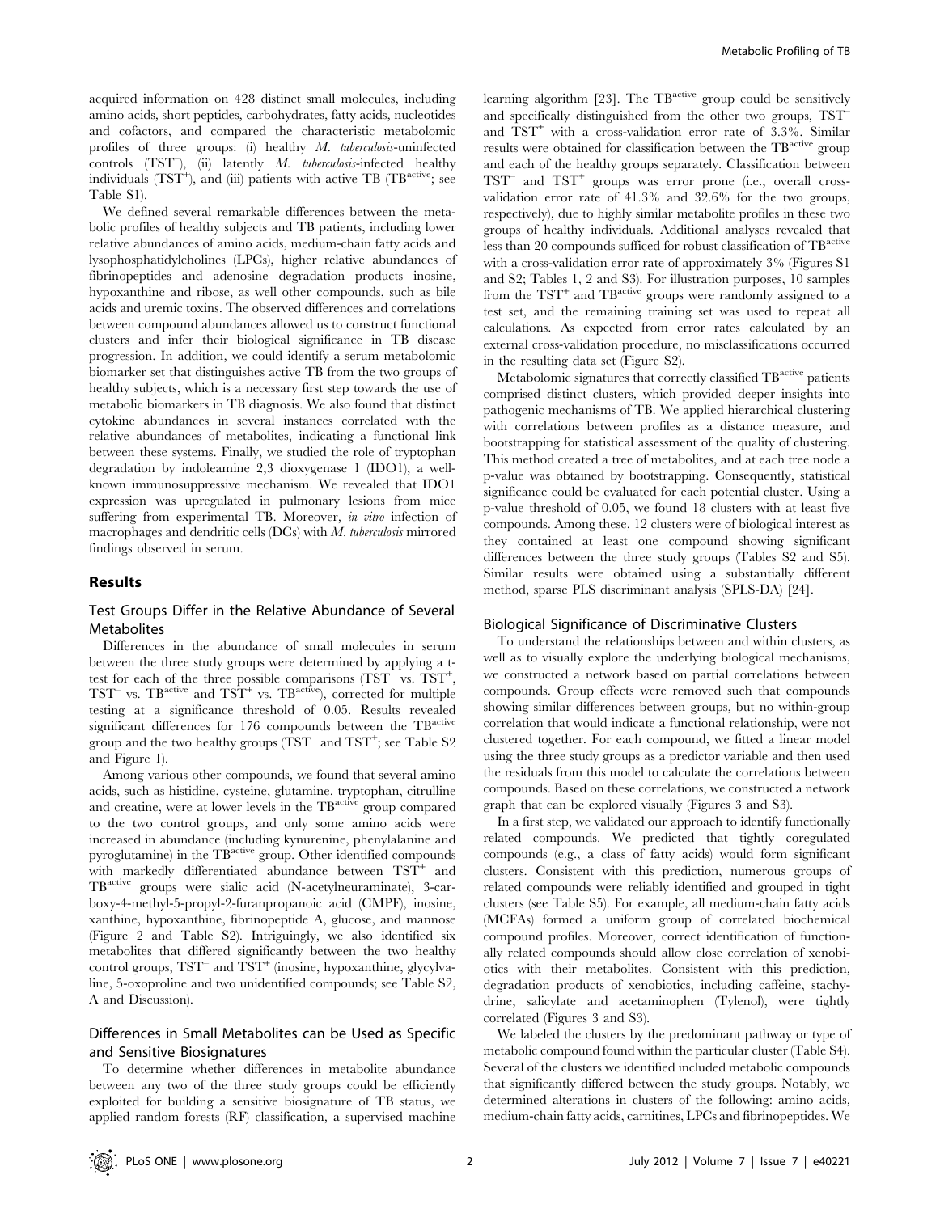acquired information on 428 distinct small molecules, including amino acids, short peptides, carbohydrates, fatty acids, nucleotides and cofactors, and compared the characteristic metabolomic profiles of three groups: (i) healthy *M. tuberculosis*-uninfected controls ($TST^{-}$), (ii) latently *M. tuberculosis*-infected healthy individuals ($TST^{+}$), and (iii) patients with active TB ($TB^{active}$; see Table S1).

We defined several remarkable differences between the metabolic profiles of healthy subjects and TB patients, including lower relative abundances of amino acids, medium-chain fatty acids and lysophosphatidylcholines (LPCs), higher relative abundances of fibrinopeptides and adenosine degradation products inosine, hypoxanthine and ribose, as well other compounds, such as bile acids and uremic toxins. The observed differences and correlations between compound abundances allowed us to construct functional clusters and infer their biological significance in TB disease progression. In addition, we could identify a serum metabolomic biomarker set that distinguishes active TB from the two groups of healthy subjects, which is a necessary first step towards the use of metabolic biomarkers in TB diagnosis. We also found that distinct cytokine abundances in several instances correlated with the relative abundances of metabolites, indicating a functional link between these systems. Finally, we studied the role of tryptophan degradation by indoleamine 2,3 dioxygenase 1 (IDO1), a well-known immunosuppressive mechanism. We revealed that IDO1 expression was upregulated in pulmonary lesions from mice suffering from experimental TB. Moreover, *in vitro* infection of macrophages and dendritic cells (DCs) with *M. tuberculosis* mirrored findings observed in serum.

## Results

### Test Groups Differ in the Relative Abundance of Several Metabolites

Differences in the abundance of small molecules in serum between the three study groups were determined by applying a t-test for each of the three possible comparisons ($TST^{-}$ vs. $TST^{+}$, $TST^{-}$ vs. $TB^{active}$ and $TST^{+}$ vs. $TB^{active}$), corrected for multiple testing at a significance threshold of 0.05. Results revealed significant differences for 176 compounds between the $TB^{active}$ group and the two healthy groups ($TST^{-}$ and $TST^{+}$; see Table S2 and Figure 1).

Among various other compounds, we found that several amino acids, such as histidine, cysteine, glutamine, tryptophan, citrulline and creatine, were at lower levels in the $TB^{active}$ group compared to the two control groups, and only some amino acids were increased in abundance (including kynurenine, phenylalanine and pyroglutamine) in the $TB^{active}$ group. Other identified compounds with markedly differentiated abundance between $TST^{+}$ and $TB^{active}$ groups were sialic acid (N-acetylneuraminate), 3-carboxy-4-methyl-5-propyl-2-furanpropanoic acid (CMPF), inosine, xanthine, hypoxanthine, fibrinopeptide A, glucose, and mannose (Figure 2 and Table S2). Intriguingly, we also identified six metabolites that differed significantly between the two healthy control groups, $TST^{-}$ and $TST^{+}$ (inosine, hypoxanthine, glycylvaline, 5-oxoproline and two unidentified compounds; see Table S2, A and Discussion).

### Differences in Small Metabolites can be Used as Specific and Sensitive Biosignatures

To determine whether differences in metabolite abundance between any two of the three study groups could be efficiently exploited for building a sensitive biosignature of TB status, we applied random forests (RF) classification, a supervised machine learning algorithm [23]. The $TB^{active}$ group could be sensitively and specifically distinguished from the other two groups, $TST^{-}$ and $TST^{+}$ with a cross-validation error rate of 3.3%. Similar results were obtained for classification between the $TB^{active}$ group and each of the healthy groups separately. Classification between $TST^{-}$ and $TST^{+}$ groups was error prone (i.e., overall cross-validation error rate of 41.3% and 32.6% for the two groups, respectively), due to highly similar metabolite profiles in these two groups of healthy individuals. Additional analyses revealed that less than 20 compounds sufficed for robust classification of $TB^{active}$ with a cross-validation error rate of approximately 3% (Figures S1 and S2; Tables 1, 2 and S3). For illustration purposes, 10 samples from the $TST^{+}$ and $TB^{active}$ groups were randomly assigned to a test set, and the remaining training set was used to repeat all calculations. As expected from error rates calculated by an external cross-validation procedure, no misclassifications occurred in the resulting data set (Figure S2).

Metabolomic signatures that correctly classified $TB^{active}$ patients comprised distinct clusters, which provided deeper insights into pathogenic mechanisms of TB. We applied hierarchical clustering with correlations between profiles as a distance measure, and bootstrapping for statistical assessment of the quality of clustering. This method created a tree of metabolites, and at each tree node a p-value was obtained by bootstrapping. Consequently, statistical significance could be evaluated for each potential cluster. Using a p-value threshold of 0.05, we found 18 clusters with at least five compounds. Among these, 12 clusters were of biological interest as they contained at least one compound showing significant differences between the three study groups (Tables S2 and S5). Similar results were obtained using a substantially different method, sparse PLS discriminant analysis (SPLS-DA) [24].

### Biological Significance of Discriminative Clusters

To understand the relationships between and within clusters, as well as to visually explore the underlying biological mechanisms, we constructed a network based on partial correlations between compounds. Group effects were removed such that compounds showing similar differences between groups, but no within-group correlation that would indicate a functional relationship, were not clustered together. For each compound, we fitted a linear model using the three study groups as a predictor variable and then used the residuals from this model to calculate the correlations between compounds. Based on these correlations, we constructed a network graph that can be explored visually (Figures 3 and S3).

In a first step, we validated our approach to identify functionally related compounds. We predicted that tightly coregulated compounds (e.g., a class of fatty acids) would form significant clusters. Consistent with this prediction, numerous groups of related compounds were reliably identified and grouped in tight clusters (see Table S5). For example, all medium-chain fatty acids (MCFAs) formed a uniform group of correlated biochemical compound profiles. Moreover, correct identification of functionally related compounds should allow close correlation of xenobiotics with their metabolites. Consistent with this prediction, degradation products of xenobiotics, including caffeine, stachydrine, salicylate and acetaminophen (Tylenol), were tightly correlated (Figures 3 and S3).

We labeled the clusters by the predominant pathway or type of metabolic compound found within the particular cluster (Table S4). Several of the clusters we identified included metabolic compounds that significantly differed between the study groups. Notably, we determined alterations in clusters of the following: amino acids, medium-chain fatty acids, carnitines, LPCs and fibrinopeptides. We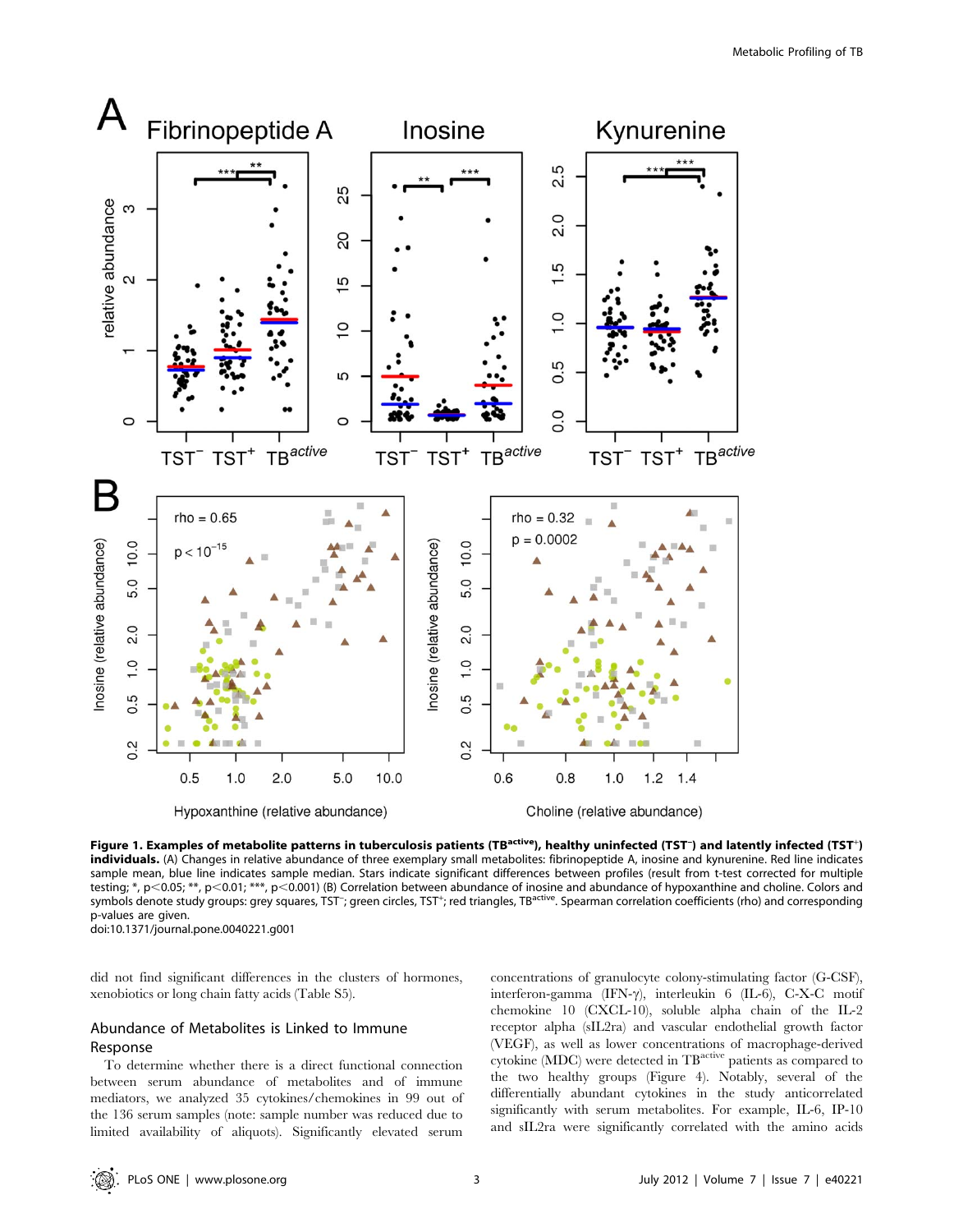**Figure 1. Examples of metabolite patterns in tuberculosis patients ($TB^{active}$), healthy uninfected ($TST^{-}$) and latently infected ($TST^{+}$) individuals.** (A) Changes in relative abundance of three exemplary small metabolites: fibrinopeptide A, inosine and kynurenine. Red line indicates sample mean, blue line indicates sample median. Stars indicate significant differences between profiles (result from t-test corrected for multiple testing; *, $p<0.05$; **, $p<0.01$; ***, $p<0.001$) (B) Correlation between abundance of inosine and abundance of hypoxanthine and choline. Colors and symbols denote study groups: grey squares, $TST^{-}$; green circles, $TST^{+}$; red triangles, $TB^{active}$. Spearman correlation coefficients (rho) and corresponding p-values are given.
doi:10.1371/journal.pone.0040221.g001

did not find significant differences in the clusters of hormones, xenobiotics or long chain fatty acids (Table S5).

## Abundance of Metabolites is Linked to Immune Response

To determine whether there is a direct functional connection between serum abundance of metabolites and of immune mediators, we analyzed 35 cytokines/chemokines in 99 out of the 136 serum samples (note: sample number was reduced due to limited availability of aliquots). Significantly elevated serum concentrations of granulocyte colony-stimulating factor (G-CSF), interferon-gamma (IFN-γ), interleukin 6 (IL-6), C-X-C motif chemokine 10 (CXCL-10), soluble alpha chain of the IL-2 receptor alpha (sIL2ra) and vascular endothelial growth factor (VEGF), as well as lower concentrations of macrophage-derived cytokine (MDC) were detected in $TB^{active}$ patients as compared to the two healthy groups (Figure 4). Notably, several of the differentially abundant cytokines in the study anticorrelated significantly with serum metabolites. For example, IL-6, IP-10 and sIL2ra were significantly correlated with the amino acids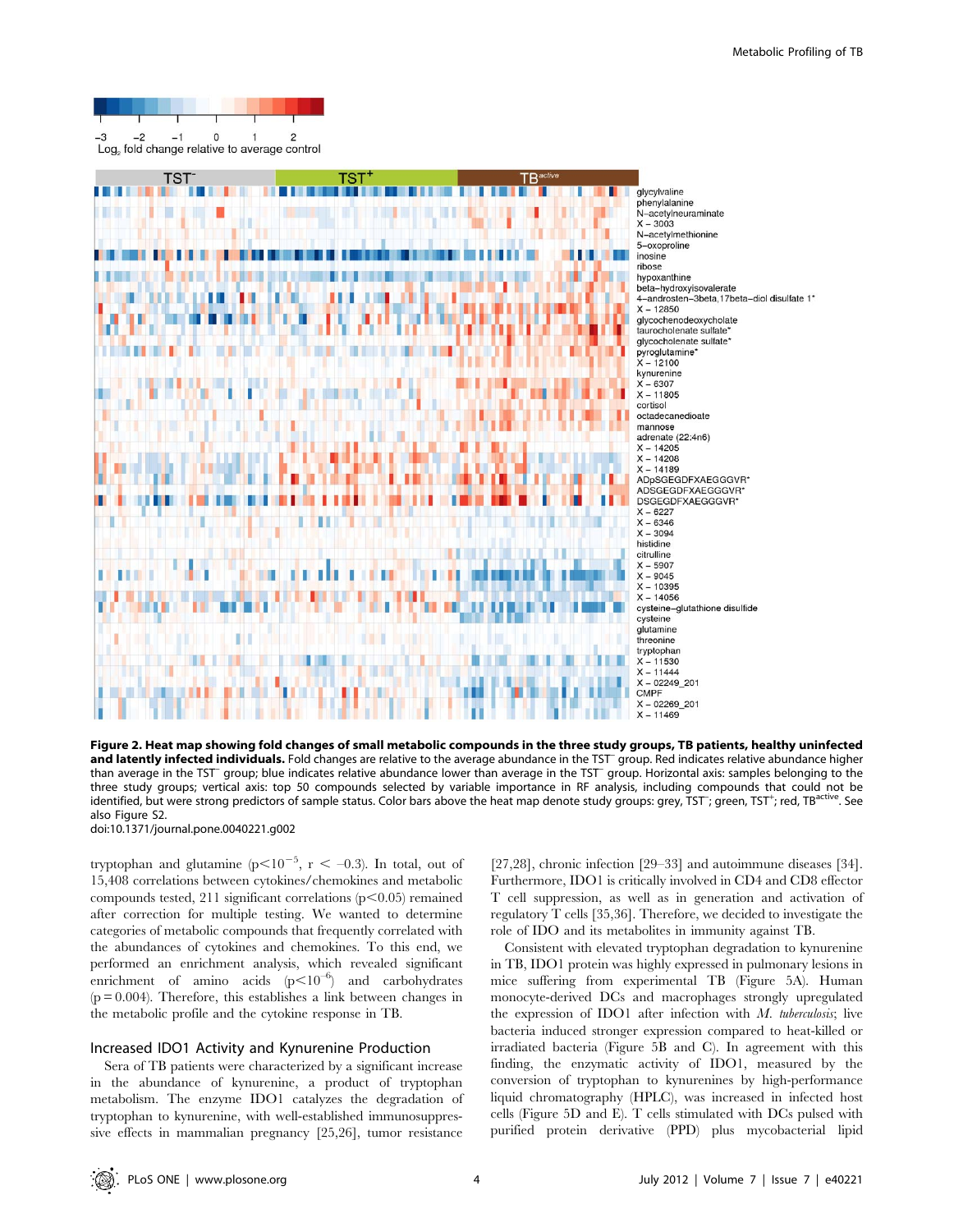**Figure 2. Heat map showing fold changes of small metabolic compounds in the three study groups, TB patients, healthy uninfected and latently infected individuals.** Fold changes are relative to the average abundance in the TST$^{-}$ group. Red indicates relative abundance higher than average in the TST$^{-}$ group; blue indicates relative abundance lower than average in the TST$^{-}$ group. Horizontal axis: samples belonging to the three study groups; vertical axis: top 50 compounds selected by variable importance in RF analysis, including compounds that could not be identified, but were strong predictors of sample status. Color bars above the heat map denote study groups: grey, TST$^{-}$; green, TST$^{+}$; red, TB$^{active}$. See also Figure S2.
doi:10.1371/journal.pone.0040221.g002

tryptophan and glutamine ($p<10^{-5}$, $r<-0.3$). In total, out of 15,408 correlations between cytokines/chemokines and metabolic compounds tested, 211 significant correlations ($p<0.05$) remained after correction for multiple testing. We wanted to determine categories of metabolic compounds that frequently correlated with the abundances of cytokines and chemokines. To this end, we performed an enrichment analysis, which revealed significant enrichment of amino acids ($p<10^{-6}$) and carbohydrates ($p=0.004$). Therefore, this establishes a link between changes in the metabolic profile and the cytokine response in TB.

## Increased IDO1 Activity and Kynurenine Production

Sera of TB patients were characterized by a significant increase in the abundance of kynurenine, a product of tryptophan metabolism. The enzyme IDO1 catalyzes the degradation of tryptophan to kynurenine, with well-established immunosuppressive effects in mammalian pregnancy [25,26], tumor resistance [27,28], chronic infection [29–33] and autoimmune diseases [34]. Furthermore, IDO1 is critically involved in CD4 and CD8 effector T cell suppression, as well as in generation and activation of regulatory T cells [35,36]. Therefore, we decided to investigate the role of IDO and its metabolites in immunity against TB.

Consistent with elevated tryptophan degradation to kynurenine in TB, IDO1 protein was highly expressed in pulmonary lesions in mice suffering from experimental TB (Figure 5A). Human monocyte-derived DCs and macrophages strongly upregulated the expression of IDO1 after infection with *M. tuberculosis*; live bacteria induced stronger expression compared to heat-killed or irradiated bacteria (Figure 5B and C). In agreement with this finding, the enzymatic activity of IDO1, measured by the conversion of tryptophan to kynurenines by high-performance liquid chromatography (HPLC), was increased in infected host cells (Figure 5D and E). T cells stimulated with DCs pulsed with purified protein derivative (PPD) plus mycobacterial lipid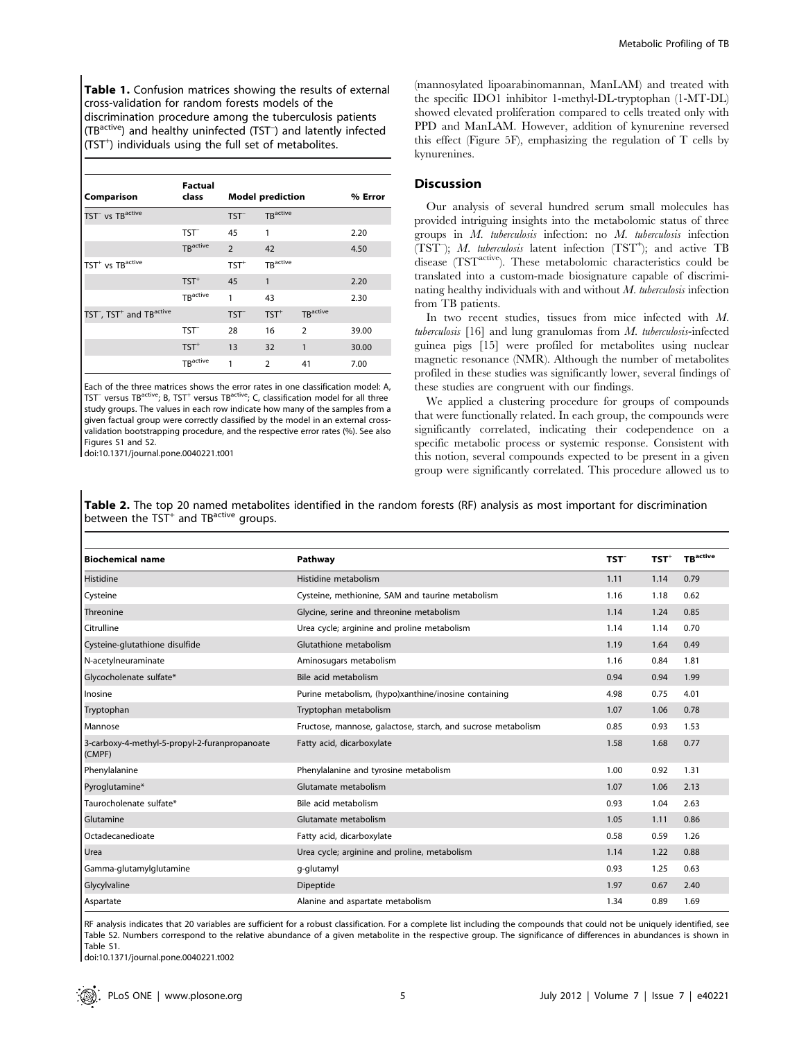**Table 1.** Confusion matrices showing the results of external cross-validation for random forests models of the discrimination procedure among the tuberculosis patients ($TB^{active}$) and healthy uninfected ($TST^{-}$) and latently infected ($TST^{+}$) individuals using the full set of metabolites.

| Comparison | Factual class | Model prediction | | | % Error |
|---|---|---|---|---|---|
| $TST^{-}$ vs $TB^{active}$ | | $TST^{-}$ | $TB^{active}$ | | |
| | $TST^{-}$ | 45 | 1 | | 2.20 |
| | $TB^{active}$ | 2 | 42 | | 4.50 |
| $TST^{+}$ vs $TB^{active}$ | | $TST^{+}$ | $TB^{active}$ | | |
| | $TST^{+}$ | 45 | 1 | | 2.20 |
| | $TB^{active}$ | 1 | 43 | | 2.30 |
| $TST^{-}$, $TST^{+}$ and $TB^{active}$ | | $TST^{-}$ | $TST^{+}$ | $TB^{active}$ | |
| | $TST^{-}$ | 28 | 16 | 2 | 39.00 |
| | $TST^{+}$ | 13 | 32 | 1 | 30.00 |
| | $TB^{active}$ | 1 | 2 | 41 | 7.00 |

Each of the three matrices shows the error rates in one classification model: A, $TST^{-}$ versus $TB^{active}$; B, $TST^{+}$ versus $TB^{active}$; C, classification model for all three study groups. The values in each row indicate how many of the samples from a given factual group were correctly classified by the model in an external cross-validation bootstrapping procedure, and the respective error rates (%). See also Figures S1 and S2.

doi:10.1371/journal.pone.0040221.t001

(mannosylated lipoarabinomannan, ManLAM) and treated with the specific IDO1 inhibitor 1-methyl-DL-tryptophan (1-MT-DL) showed elevated proliferation compared to cells treated only with PPD and ManLAM. However, addition of kynurenine reversed this effect (Figure 5F), emphasizing the regulation of T cells by kynurenines.

## Discussion

Our analysis of several hundred serum small molecules has provided intriguing insights into the metabolomic status of three groups in *M. tuberculosis* infection: no *M. tuberculosis* infection ($TST^{-}$); *M. tuberculosis* latent infection ($TST^{+}$); and active TB disease ($TST^{active}$). These metabolomic characteristics could be translated into a custom-made biosignature capable of discriminating healthy individuals with and without *M. tuberculosis* infection from TB patients.

In two recent studies, tissues from mice infected with *M. tuberculosis* [16] and lung granulomas from *M. tuberculosis*-infected guinea pigs [15] were profiled for metabolites using nuclear magnetic resonance (NMR). Although the number of metabolites profiled in these studies was significantly lower, several findings of these studies are congruent with our findings.

We applied a clustering procedure for groups of compounds that were functionally related. In each group, the compounds were significantly correlated, indicating their codependence on a specific metabolic process or systemic response. Consistent with this notion, several compounds expected to be present in a given group were significantly correlated. This procedure allowed us to

**Table 2.** The top 20 named metabolites identified in the random forests (RF) analysis as most important for discrimination between the $TST^{+}$ and $TB^{active}$ groups.

| Biochemical name | Pathway | $TST^{-}$ | $TST^{+}$ | $TB^{active}$ |
|---|---|---|---|---|
| Histidine | Histidine metabolism | 1.11 | 1.14 | 0.79 |
| Cysteine | Cysteine, methionine, SAM and taurine metabolism | 1.16 | 1.18 | 0.62 |
| Threonine | Glycine, serine and threonine metabolism | 1.14 | 1.24 | 0.85 |
| Citrulline | Urea cycle; arginine and proline metabolism | 1.14 | 1.14 | 0.70 |
| Cysteine-glutathione disulfide | Glutathione metabolism | 1.19 | 1.64 | 0.49 |
| N-acetylneuraminate | Aminosugars metabolism | 1.16 | 0.84 | 1.81 |
| Glycocholenate sulfate* | Bile acid metabolism | 0.94 | 0.94 | 1.99 |
| Inosine | Purine metabolism, (hypo)xanthine/inosine containing | 4.98 | 0.75 | 4.01 |
| Tryptophan | Tryptophan metabolism | 1.07 | 1.06 | 0.78 |
| Mannose | Fructose, mannose, galactose, starch, and sucrose metabolism | 0.85 | 0.93 | 1.53 |
| 3-carboxy-4-methyl-5-propyl-2-furanpropanoate (CMPF) | Fatty acid, dicarboxylate | 1.58 | 1.68 | 0.77 |
| Phenylalanine | Phenylalanine and tyrosine metabolism | 1.00 | 0.92 | 1.31 |
| Pyroglutamine* | Glutamate metabolism | 1.07 | 1.06 | 2.13 |
| Taurocholenate sulfate* | Bile acid metabolism | 0.93 | 1.04 | 2.63 |
| Glutamine | Glutamate metabolism | 1.05 | 1.11 | 0.86 |
| Octadecanedioate | Fatty acid, dicarboxylate | 0.58 | 0.59 | 1.26 |
| Urea | Urea cycle; arginine and proline, metabolism | 1.14 | 1.22 | 0.88 |
| Gamma-glutamylglutamine | g-glutamyl | 0.93 | 1.25 | 0.63 |
| Glycylvaline | Dipeptide | 1.97 | 0.67 | 2.40 |
| Aspartate | Alanine and aspartate metabolism | 1.34 | 0.89 | 1.69 |

RF analysis indicates that 20 variables are sufficient for a robust classification. For a complete list including the compounds that could not be uniquely identified, see Table S2. Numbers correspond to the relative abundance of a given metabolite in the respective group. The significance of differences in abundances is shown in Table S1.

doi:10.1371/journal.pone.0040221.t002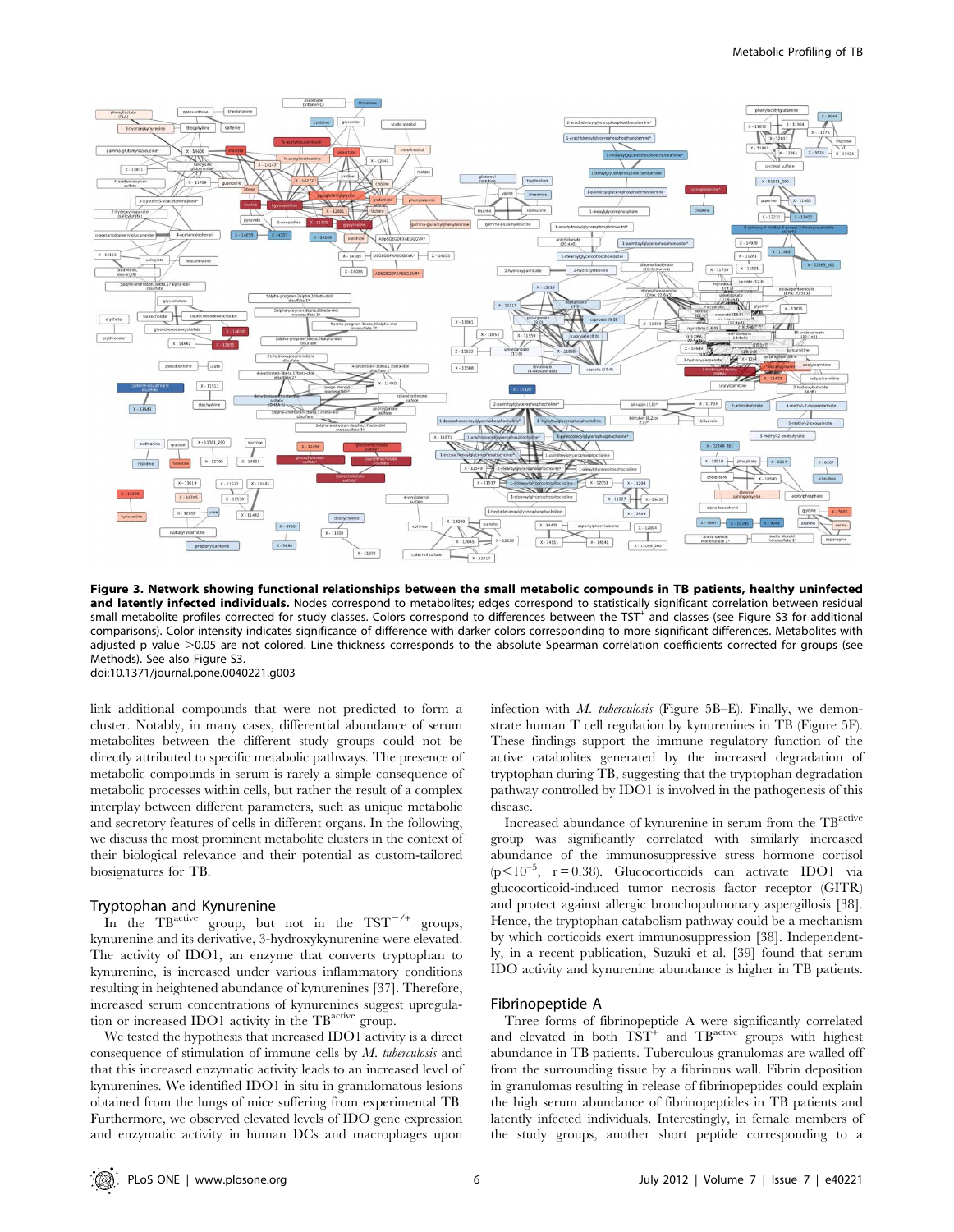**Figure 3. Network showing functional relationships between the small metabolic compounds in TB patients, healthy uninfected and latently infected individuals.** Nodes correspond to metabolites; edges correspond to statistically significant correlation between residual small metabolite profiles corrected for study classes. Colors correspond to differences between the $TST^{+}$ and classes (see Figure S3 for additional comparisons). Color intensity indicates significance of difference with darker colors corresponding to more significant differences. Metabolites with adjusted p value >0.05 are not colored. Line thickness corresponds to the absolute Spearman correlation coefficients corrected for groups (see Methods). See also Figure S3.
doi:10.1371/journal.pone.0040221.g003

link additional compounds that were not predicted to form a cluster. Notably, in many cases, differential abundance of serum metabolites between the different study groups could not be directly attributed to specific metabolic pathways. The presence of metabolic compounds in serum is rarely a simple consequence of metabolic processes within cells, but rather the result of a complex interplay between different parameters, such as unique metabolic and secretory features of cells in different organs. In the following, we discuss the most prominent metabolite clusters in the context of their biological relevance and their potential as custom-tailored biosignatures for TB.

## Tryptophan and Kynurenine

In the $TB^{active}$ group, but not in the $TST^{-/+}$ groups, kynurenine and its derivative, 3-hydroxykynurenine were elevated. The activity of IDO1, an enzyme that converts tryptophan to kynurenine, is increased under various inflammatory conditions resulting in heightened abundance of kynurenines [37]. Therefore, increased serum concentrations of kynurenines suggest upregulation or increased IDO1 activity in the $TB^{active}$ group.

We tested the hypothesis that increased IDO1 activity is a direct consequence of stimulation of immune cells by *M. tuberculosis* and that this increased enzymatic activity leads to an increased level of kynurenines. We identified IDO1 in situ in granulomatous lesions obtained from the lungs of mice suffering from experimental TB. Furthermore, we observed elevated levels of IDO gene expression and enzymatic activity in human DCs and macrophages upon infection with *M. tuberculosis* (Figure 5B–E). Finally, we demonstrate human T cell regulation by kynurenines in TB (Figure 5F). These findings support the immune regulatory function of the active catabolites generated by the increased degradation of tryptophan during TB, suggesting that the tryptophan degradation pathway controlled by IDO1 is involved in the pathogenesis of this disease.

Increased abundance of kynurenine in serum from the $TB^{active}$ group was significantly correlated with similarly increased abundance of the immunosuppressive stress hormone cortisol ($p<10^{-5}$, $r=0.38$). Glucocorticoids can activate IDO1 via glucocorticoid-induced tumor necrosis factor receptor (GITR) and protect against allergic bronchopulmonary aspergillosis [38]. Hence, the tryptophan catabolism pathway could be a mechanism by which corticoids exert immunosuppression [38]. Independently, in a recent publication, Suzuki et al. [39] found that serum IDO activity and kynurenine abundance is higher in TB patients.

## Fibrinopeptide A

Three forms of fibrinopeptide A were significantly correlated and elevated in both $TST^{+}$ and $TB^{active}$ groups with highest abundance in TB patients. Tuberculous granulomas are walled off from the surrounding tissue by a fibrinous wall. Fibrin deposition in granulomas resulting in release of fibrinopeptides could explain the high serum abundance of fibrinopeptides in TB patients and latently infected individuals. Interestingly, in female members of the study groups, another short peptide corresponding to a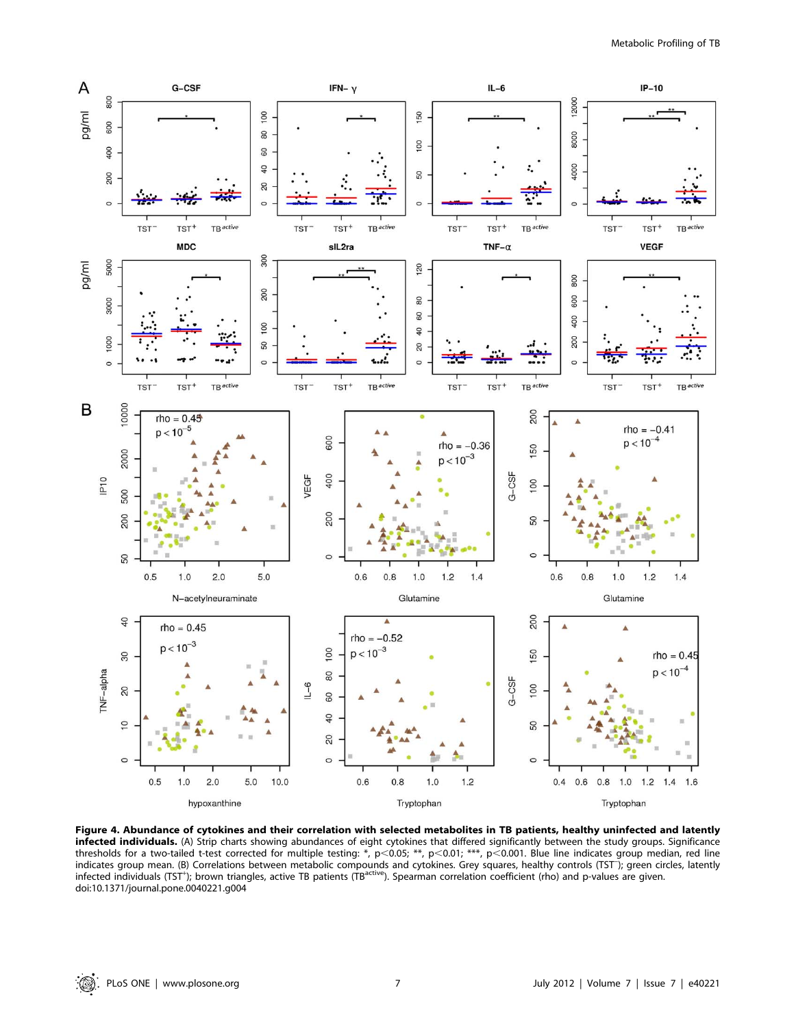**Figure 4. Abundance of cytokines and their correlation with selected metabolites in TB patients, healthy uninfected and latently infected individuals.** (A) Strip charts showing abundances of eight cytokines that differed significantly between the study groups. Significance thresholds for a two-tailed t-test corrected for multiple testing: *, $p<0.05$; **, $p<0.01$; ***, $p<0.001$. Blue line indicates group median, red line indicates group mean. (B) Correlations between metabolic compounds and cytokines. Grey squares, healthy controls ($TST^{-}$); green circles, latently infected individuals ($TST^{+}$); brown triangles, active TB patients ($TB^{active}$). Spearman correlation coefficient (rho) and p-values are given.
doi:10.1371/journal.pone.0040221.g004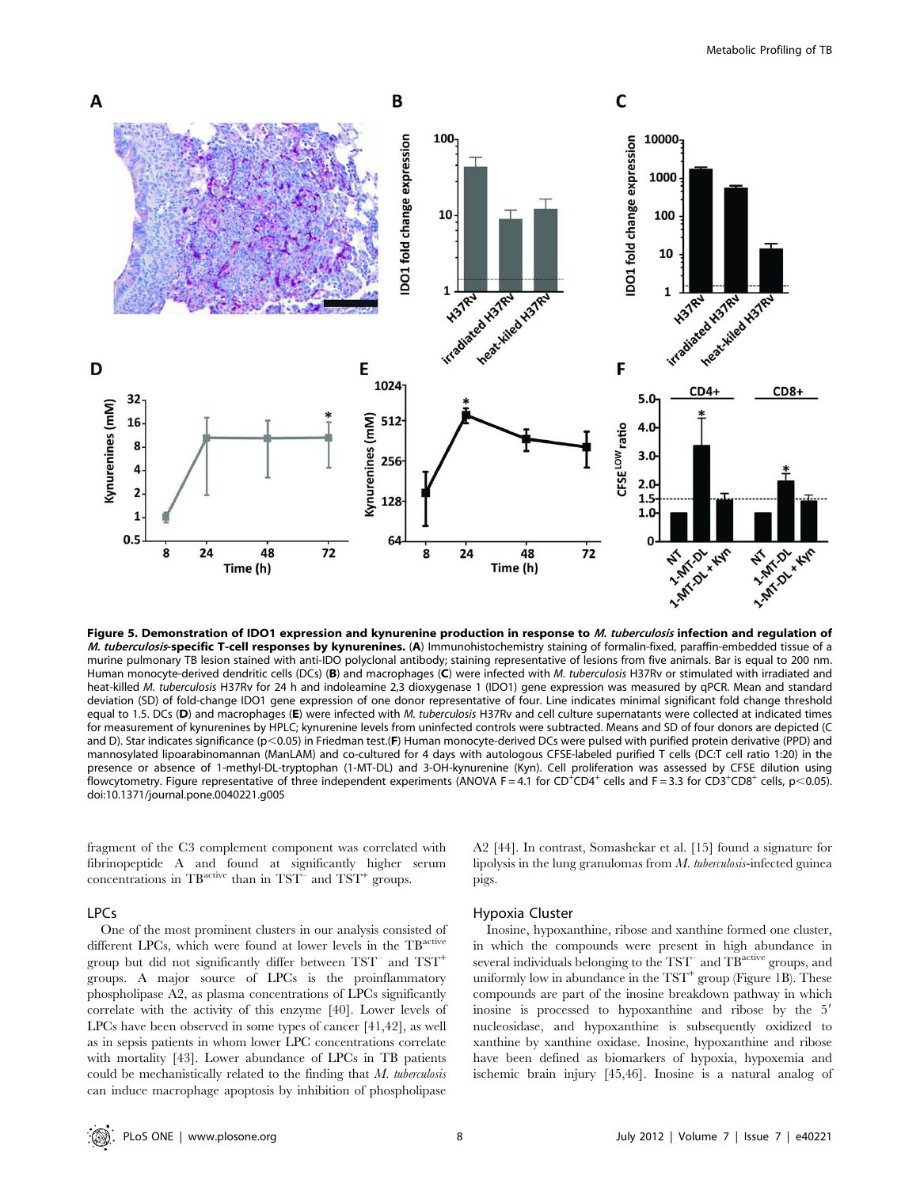**Figure 5. Demonstration of IDO1 expression and kynurenine production in response to *M. tuberculosis* infection and regulation of *M. tuberculosis*-specific T-cell responses by kynurenines.** (**A**) Immunohistochemistry staining of formalin-fixed, paraffin-embedded tissue of a murine pulmonary TB lesion stained with anti-IDO polyclonal antibody; staining representative of lesions from five animals. Bar is equal to 200 nm. Human monocyte-derived dendritic cells (DCs) (**B**) and macrophages (**C**) were infected with *M. tuberculosis* H37Rv or stimulated with irradiated and heat-killed *M. tuberculosis* H37Rv for 24 h and indoleamine 2,3 dioxygenase 1 (IDO1) gene expression was measured by qPCR. Mean and standard deviation (SD) of fold-change IDO1 gene expression of one donor representative of four. Line indicates minimal significant fold change threshold equal to 1.5. DCs (**D**) and macrophages (**E**) were infected with *M. tuberculosis* H37Rv and cell culture supernatants were collected at indicated times for measurement of kynurenines by HPLC; kynurenine levels from uninfected controls were subtracted. Means and SD of four donors are depicted (C and D). Star indicates significance ($p<0.05$) in Friedman test.(**F**) Human monocyte-derived DCs were pulsed with purified protein derivative (PPD) and mannosylated lipoarabinomannan (ManLAM) and co-cultured for 4 days with autologous CFSE-labeled purified T cells (DC:T cell ratio 1:20) in the presence or absence of 1-methyl-DL-tryptophan (1-MT-DL) and 3-OH-kynurenine (Kyn). Cell proliferation was assessed by CFSE dilution using flowcytometry. Figure representative of three independent experiments (ANOVA $F = 4.1$ for $CD^{+}CD4^{+}$ cells and $F = 3.3$ for $CD3^{+}CD8^{+}$ cells, $p<0.05$).
doi:10.1371/journal.pone.0040221.g005

fragment of the C3 complement component was correlated with fibrinopeptide A and found at significantly higher serum concentrations in TB$^{active}$ than in TST$^{-}$ and TST$^{+}$ groups.

### LPCs

One of the most prominent clusters in our analysis consisted of different LPCs, which were found at lower levels in the TB$^{active}$ group but did not significantly differ between TST$^{-}$ and TST$^{+}$ groups. A major source of LPCs is the proinflammatory phospholipase A2, as plasma concentrations of LPCs significantly correlate with the activity of this enzyme [40]. Lower levels of LPCs have been observed in some types of cancer [41,42], as well as in sepsis patients in whom lower LPC concentrations correlate with mortality [43]. Lower abundance of LPCs in TB patients could be mechanistically related to the finding that *M. tuberculosis* can induce macrophage apoptosis by inhibition of phospholipase A2 [44]. In contrast, Somashekar et al. [15] found a signature for lipolysis in the lung granulomas from *M. tuberculosis*-infected guinea pigs.

### Hypoxia Cluster

Inosine, hypoxanthine, ribose and xanthine formed one cluster, in which the compounds were present in high abundance in several individuals belonging to the TST$^{-}$ and TB$^{active}$ groups, and uniformly low in abundance in the TST$^{+}$ group (Figure 1B). These compounds are part of the inosine breakdown pathway in which inosine is processed to hypoxanthine and ribose by the 5′ nucleosidase, and hypoxanthine is subsequently oxidized to xanthine by xanthine oxidase. Inosine, hypoxanthine and ribose have been defined as biomarkers of hypoxia, hypoxemia and ischemic brain injury [45,46]. Inosine is a natural analog of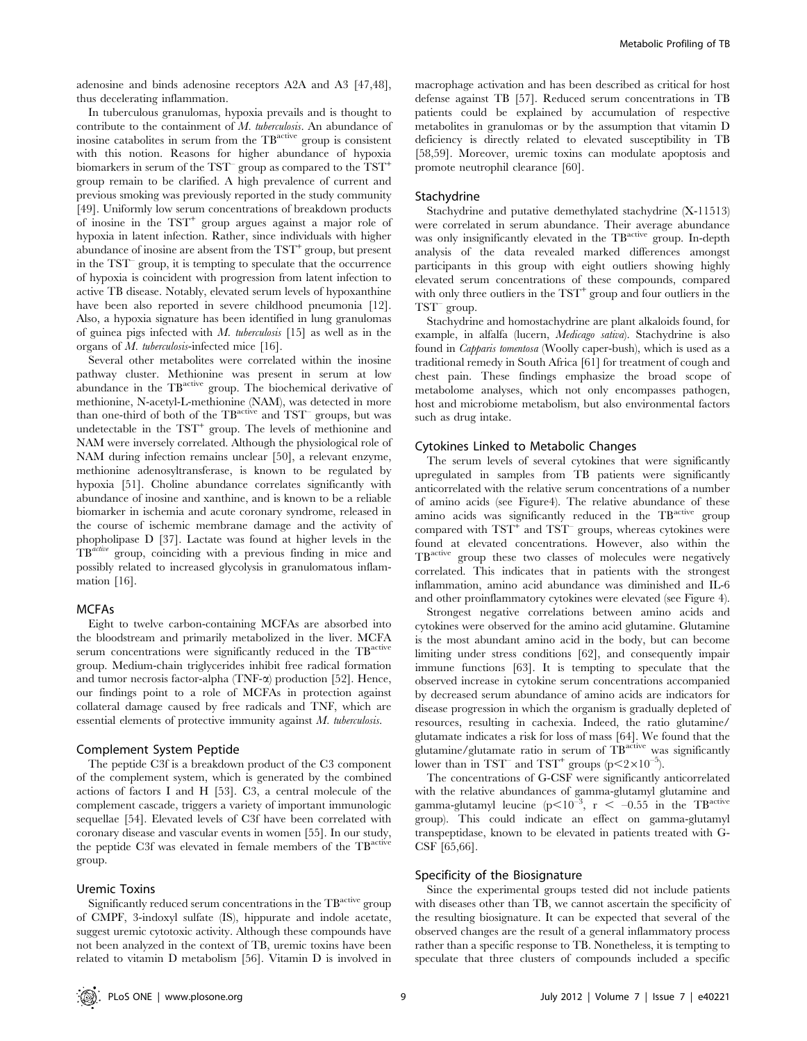adenosine and binds adenosine receptors A2A and A3 [47,48], thus decelerating inflammation.

In tuberculous granulomas, hypoxia prevails and is thought to contribute to the containment of *M. tuberculosis*. An abundance of inosine catabolites in serum from the $TB^{active}$ group is consistent with this notion. Reasons for higher abundance of hypoxia biomarkers in serum of the $TST^{-}$ group as compared to the $TST^{+}$ group remain to be clarified. A high prevalence of current and previous smoking was previously reported in the study community [49]. Uniformly low serum concentrations of breakdown products of inosine in the $TST^{+}$ group argues against a major role of hypoxia in latent infection. Rather, since individuals with higher abundance of inosine are absent from the $TST^{+}$ group, but present in the $TST^{-}$ group, it is tempting to speculate that the occurrence of hypoxia is coincident with progression from latent infection to active TB disease. Notably, elevated serum levels of hypoxanthine have been also reported in severe childhood pneumonia [12]. Also, a hypoxia signature has been identified in lung granulomas of guinea pigs infected with *M. tuberculosis* [15] as well as in the organs of *M. tuberculosis*-infected mice [16].

Several other metabolites were correlated within the inosine pathway cluster. Methionine was present in serum at low abundance in the $TB^{active}$ group. The biochemical derivative of methionine, N-acetyl-L-methionine (NAM), was detected in more than one-third of both of the $TB^{active}$ and $TST^{-}$ groups, but was undetectable in the $TST^{+}$ group. The levels of methionine and NAM were inversely correlated. Although the physiological role of NAM during infection remains unclear [50], a relevant enzyme, methionine adenosyltransferase, is known to be regulated by hypoxia [51]. Choline abundance correlates significantly with abundance of inosine and xanthine, and is known to be a reliable biomarker in ischemia and acute coronary syndrome, released in the course of ischemic membrane damage and the activity of phopholipase D [37]. Lactate was found at higher levels in the $TB^{active}$ group, coinciding with a previous finding in mice and possibly related to increased glycolysis in granulomatous inflammation [16].

### MCFAs

Eight to twelve carbon-containing MCFAs are absorbed into the bloodstream and primarily metabolized in the liver. MCFA serum concentrations were significantly reduced in the $TB^{active}$ group. Medium-chain triglycerides inhibit free radical formation and tumor necrosis factor-alpha (TNF-α) production [52]. Hence, our findings point to a role of MCFAs in protection against collateral damage caused by free radicals and TNF, which are essential elements of protective immunity against *M. tuberculosis*.

### Complement System Peptide

The peptide C3f is a breakdown product of the C3 component of the complement system, which is generated by the combined actions of factors I and H [53]. C3, a central molecule of the complement cascade, triggers a variety of important immunologic sequellae [54]. Elevated levels of C3f have been correlated with coronary disease and vascular events in women [55]. In our study, the peptide C3f was elevated in female members of the $TB^{active}$ group.

### Uremic Toxins

Significantly reduced serum concentrations in the $TB^{active}$ group of CMPF, 3-indoxyl sulfate (IS), hippurate and indole acetate, suggest uremic cytotoxic activity. Although these compounds have not been analyzed in the context of TB, uremic toxins have been related to vitamin D metabolism [56]. Vitamin D is involved in macrophage activation and has been described as critical for host defense against TB [57]. Reduced serum concentrations in TB patients could be explained by accumulation of respective metabolites in granulomas or by the assumption that vitamin D deficiency is directly related to elevated susceptibility in TB [58,59]. Moreover, uremic toxins can modulate apoptosis and promote neutrophil clearance [60].

### Stachydrine

Stachydrine and putative demethylated stachydrine (X-11513) were correlated in serum abundance. Their average abundance was only insignificantly elevated in the $TB^{active}$ group. In-depth analysis of the data revealed marked differences amongst participants in this group with eight outliers showing highly elevated serum concentrations of these compounds, compared with only three outliers in the $TST^{+}$ group and four outliers in the $TST^{-}$ group.

Stachydrine and homostachydrine are plant alkaloids found, for example, in alfalfa (lucern, *Medicago sativa*). Stachydrine is also found in *Capparis tomentosa* (Woolly caper-bush), which is used as a traditional remedy in South Africa [61] for treatment of cough and chest pain. These findings emphasize the broad scope of metabolome analyses, which not only encompasses pathogen, host and microbiome metabolism, but also environmental factors such as drug intake.

### Cytokines Linked to Metabolic Changes

The serum levels of several cytokines that were significantly upregulated in samples from TB patients were significantly anticorrelated with the relative serum concentrations of a number of amino acids (see Figure4). The relative abundance of these amino acids was significantly reduced in the $TB^{active}$ group compared with $TST^{+}$ and $TST^{-}$ groups, whereas cytokines were found at elevated concentrations. However, also within the $TB^{active}$ group these two classes of molecules were negatively correlated. This indicates that in patients with the strongest inflammation, amino acid abundance was diminished and IL-6 and other proinflammatory cytokines were elevated (see Figure 4).

Strongest negative correlations between amino acids and cytokines were observed for the amino acid glutamine. Glutamine is the most abundant amino acid in the body, but can become limiting under stress conditions [62], and consequently impair immune functions [63]. It is tempting to speculate that the observed increase in cytokine serum concentrations accompanied by decreased serum abundance of amino acids are indicators for disease progression in which the organism is gradually depleted of resources, resulting in cachexia. Indeed, the ratio glutamine/glutamate indicates a risk for loss of mass [64]. We found that the glutamine/glutamate ratio in serum of $TB^{active}$ was significantly lower than in $TST^{-}$ and $TST^{+}$ groups ($p<2\times10^{-5}$).

The concentrations of G-CSF were significantly anticorrelated with the relative abundances of gamma-glutamyl glutamine and gamma-glutamyl leucine ($p<10^{-3}$, $r < -0.55$ in the $TB^{active}$ group). This could indicate an effect on gamma-glutamyl transpeptidase, known to be elevated in patients treated with G-CSF [65,66].

### Specificity of the Biosignature

Since the experimental groups tested did not include patients with diseases other than TB, we cannot ascertain the specificity of the resulting biosignature. It can be expected that several of the observed changes are the result of a general inflammatory process rather than a specific response to TB. Nonetheless, it is tempting to speculate that three clusters of compounds included a specific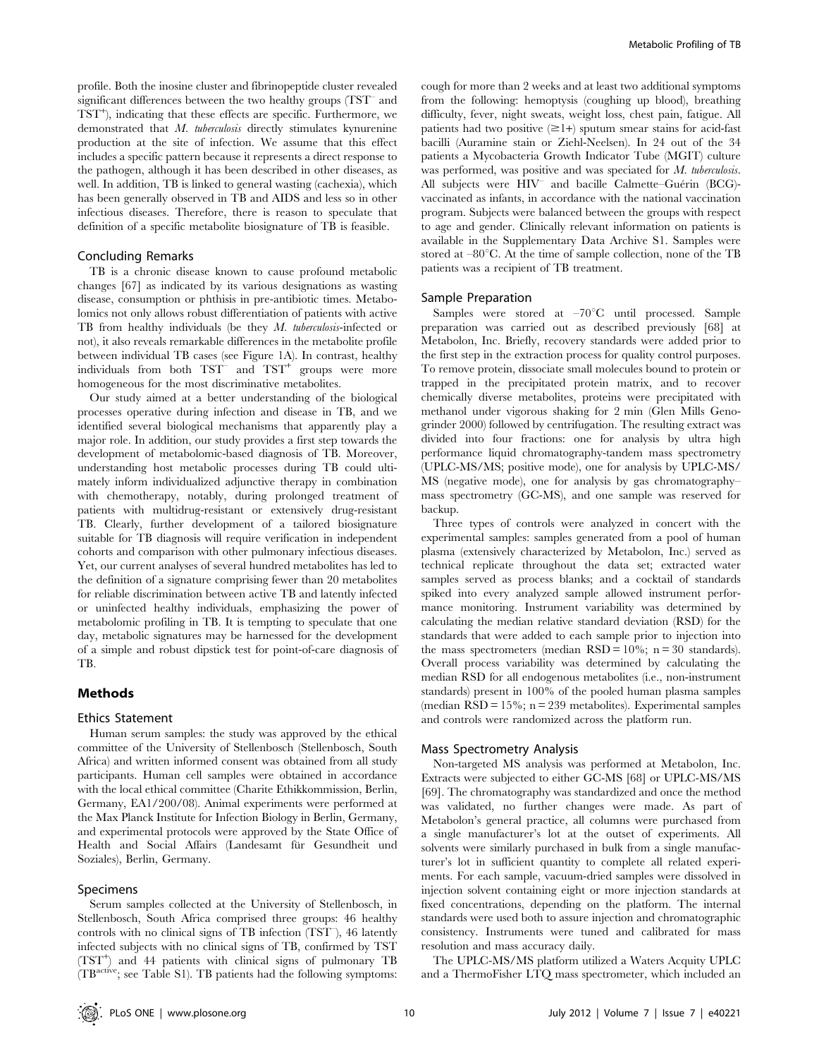profile. Both the inosine cluster and fibrinopeptide cluster revealed significant differences between the two healthy groups ($TST^-$ and $TST^+$), indicating that these effects are specific. Furthermore, we demonstrated that *M. tuberculosis* directly stimulates kynurenine production at the site of infection. We assume that this effect includes a specific pattern because it represents a direct response to the pathogen, although it has been described in other diseases, as well. In addition, TB is linked to general wasting (cachexia), which has been generally observed in TB and AIDS and less so in other infectious diseases. Therefore, there is reason to speculate that definition of a specific metabolite biosignature of TB is feasible.

### Concluding Remarks

TB is a chronic disease known to cause profound metabolic changes [67] as indicated by its various designations as wasting disease, consumption or phthisis in pre-antibiotic times. Metabolomics not only allows robust differentiation of patients with active TB from healthy individuals (be they *M. tuberculosis*-infected or not), it also reveals remarkable differences in the metabolite profile between individual TB cases (see Figure 1A). In contrast, healthy individuals from both $TST^-$ and $TST^+$ groups were more homogeneous for the most discriminative metabolites.

Our study aimed at a better understanding of the biological processes operative during infection and disease in TB, and we identified several biological mechanisms that apparently play a major role. In addition, our study provides a first step towards the development of metabolomic-based diagnosis of TB. Moreover, understanding host metabolic processes during TB could ultimately inform individualized adjunctive therapy in combination with chemotherapy, notably, during prolonged treatment of patients with multidrug-resistant or extensively drug-resistant TB. Clearly, further development of a tailored biosignature suitable for TB diagnosis will require verification in independent cohorts and comparison with other pulmonary infectious diseases. Yet, our current analyses of several hundred metabolites has led to the definition of a signature comprising fewer than 20 metabolites for reliable discrimination between active TB and latently infected or uninfected healthy individuals, emphasizing the power of metabolomic profiling in TB. It is tempting to speculate that one day, metabolic signatures may be harnessed for the development of a simple and robust dipstick test for point-of-care diagnosis of TB.

## Methods

### Ethics Statement

Human serum samples: the study was approved by the ethical committee of the University of Stellenbosch (Stellenbosch, South Africa) and written informed consent was obtained from all study participants. Human cell samples were obtained in accordance with the local ethical committee (Charite Ethikkommission, Berlin, Germany, EA1/200/08). Animal experiments were performed at the Max Planck Institute for Infection Biology in Berlin, Germany, and experimental protocols were approved by the State Office of Health and Social Affairs (Landesamt für Gesundheit und Soziales), Berlin, Germany.

### Specimens

Serum samples collected at the University of Stellenbosch, in Stellenbosch, South Africa comprised three groups: 46 healthy controls with no clinical signs of TB infection ($TST^-$), 46 latently infected subjects with no clinical signs of TB, confirmed by TST ($TST^+$) and 44 patients with clinical signs of pulmonary TB ($TB^{active}$; see Table S1). TB patients had the following symptoms: cough for more than 2 weeks and at least two additional symptoms from the following: hemoptysis (coughing up blood), breathing difficulty, fever, night sweats, weight loss, chest pain, fatigue. All patients had two positive ($\geq$1+) sputum smear stains for acid-fast bacilli (Auramine stain or Ziehl-Neelsen). In 24 out of the 34 patients a Mycobacteria Growth Indicator Tube (MGIT) culture was performed, was positive and was speciated for *M. tuberculosis*. All subjects were $HIV^-$ and bacille Calmette–Guérin (BCG)-vaccinated as infants, in accordance with the national vaccination program. Subjects were balanced between the groups with respect to age and gender. Clinically relevant information on patients is available in the Supplementary Data Archive S1. Samples were stored at –80°C. At the time of sample collection, none of the TB patients was a recipient of TB treatment.

### Sample Preparation

Samples were stored at –70°C until processed. Sample preparation was carried out as described previously [68] at Metabolon, Inc. Briefly, recovery standards were added prior to the first step in the extraction process for quality control purposes. To remove protein, dissociate small molecules bound to protein or trapped in the precipitated protein matrix, and to recover chemically diverse metabolites, proteins were precipitated with methanol under vigorous shaking for 2 min (Glen Mills Genogrinder 2000) followed by centrifugation. The resulting extract was divided into four fractions: one for analysis by ultra high performance liquid chromatography-tandem mass spectrometry (UPLC-MS/MS; positive mode), one for analysis by UPLC-MS/MS (negative mode), one for analysis by gas chromatography–mass spectrometry (GC-MS), and one sample was reserved for backup.

Three types of controls were analyzed in concert with the experimental samples: samples generated from a pool of human plasma (extensively characterized by Metabolon, Inc.) served as technical replicate throughout the data set; extracted water samples served as process blanks; and a cocktail of standards spiked into every analyzed sample allowed instrument performance monitoring. Instrument variability was determined by calculating the median relative standard deviation (RSD) for the standards that were added to each sample prior to injection into the mass spectrometers (median RSD = 10%; n = 30 standards). Overall process variability was determined by calculating the median RSD for all endogenous metabolites (i.e., non-instrument standards) present in 100% of the pooled human plasma samples (median RSD = 15%; n = 239 metabolites). Experimental samples and controls were randomized across the platform run.

### Mass Spectrometry Analysis

Non-targeted MS analysis was performed at Metabolon, Inc. Extracts were subjected to either GC-MS [68] or UPLC-MS/MS [69]. The chromatography was standardized and once the method was validated, no further changes were made. As part of Metabolon's general practice, all columns were purchased from a single manufacturer's lot at the outset of experiments. All solvents were similarly purchased in bulk from a single manufacturer's lot in sufficient quantity to complete all related experiments. For each sample, vacuum-dried samples were dissolved in injection solvent containing eight or more injection standards at fixed concentrations, depending on the platform. The internal standards were used both to assure injection and chromatographic consistency. Instruments were tuned and calibrated for mass resolution and mass accuracy daily.

The UPLC-MS/MS platform utilized a Waters Acquity UPLC and a ThermoFisher LTQ mass spectrometer, which included an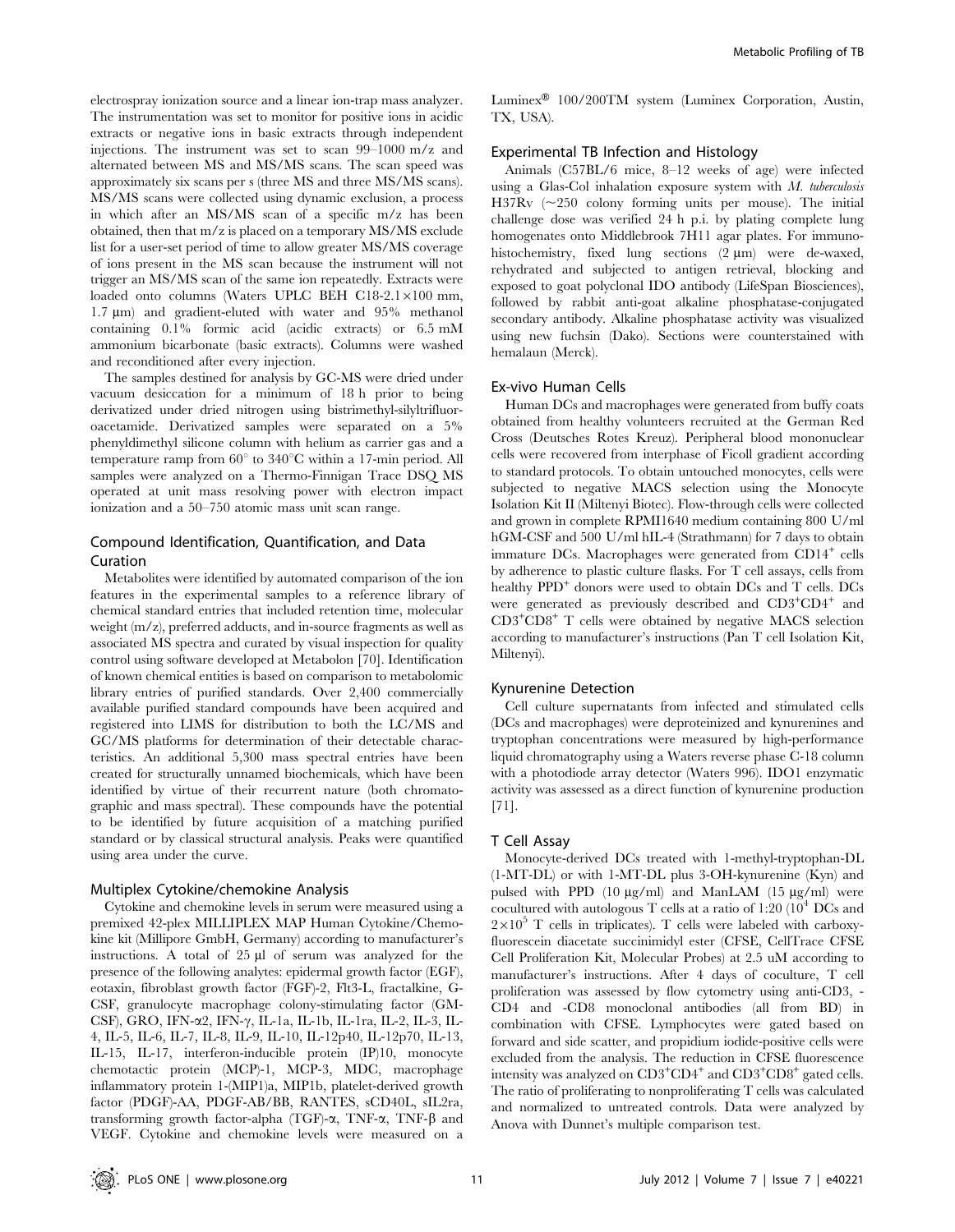electrospray ionization source and a linear ion-trap mass analyzer. The instrumentation was set to monitor for positive ions in acidic extracts or negative ions in basic extracts through independent injections. The instrument was set to scan 99–1000 m/z and alternated between MS and MS/MS scans. The scan speed was approximately six scans per s (three MS and three MS/MS scans). MS/MS scans were collected using dynamic exclusion, a process in which after an MS/MS scan of a specific m/z has been obtained, then that m/z is placed on a temporary MS/MS exclude list for a user-set period of time to allow greater MS/MS coverage of ions present in the MS scan because the instrument will not trigger an MS/MS scan of the same ion repeatedly. Extracts were loaded onto columns (Waters UPLC BEH C18-2.1×100 mm, 1.7 μm) and gradient-eluted with water and 95% methanol containing 0.1% formic acid (acidic extracts) or 6.5 mM ammonium bicarbonate (basic extracts). Columns were washed and reconditioned after every injection.

The samples destined for analysis by GC-MS were dried under vacuum desiccation for a minimum of 18 h prior to being derivatized under dried nitrogen using bistrimethyl-silyltrifluoroacetamide. Derivatized samples were separated on a 5% phenyldimethyl silicone column with helium as carrier gas and a temperature ramp from 60° to 340°C within a 17-min period. All samples were analyzed on a Thermo-Finnigan Trace DSQ MS operated at unit mass resolving power with electron impact ionization and a 50–750 atomic mass unit scan range.

## Compound Identification, Quantification, and Data Curation

Metabolites were identified by automated comparison of the ion features in the experimental samples to a reference library of chemical standard entries that included retention time, molecular weight (m/z), preferred adducts, and in-source fragments as well as associated MS spectra and curated by visual inspection for quality control using software developed at Metabolon [70]. Identification of known chemical entities is based on comparison to metabolomic library entries of purified standards. Over 2,400 commercially available purified standard compounds have been acquired and registered into LIMS for distribution to both the LC/MS and GC/MS platforms for determination of their detectable characteristics. An additional 5,300 mass spectral entries have been created for structurally unnamed biochemicals, which have been identified by virtue of their recurrent nature (both chromatographic and mass spectral). These compounds have the potential to be identified by future acquisition of a matching purified standard or by classical structural analysis. Peaks were quantified using area under the curve.

## Multiplex Cytokine/chemokine Analysis

Cytokine and chemokine levels in serum were measured using a premixed 42-plex MILLIPLEX MAP Human Cytokine/Chemokine kit (Millipore GmbH, Germany) according to manufacturer's instructions. A total of 25 μl of serum was analyzed for the presence of the following analytes: epidermal growth factor (EGF), eotaxin, fibroblast growth factor (FGF)-2, Flt3-L, fractalkine, G-CSF, granulocyte macrophage colony-stimulating factor (GM-CSF), GRO, IFN-α2, IFN-γ, IL-1a, IL-1b, IL-1ra, IL-2, IL-3, IL-4, IL-5, IL-6, IL-7, IL-8, IL-9, IL-10, IL-12p40, IL-12p70, IL-13, IL-15, IL-17, interferon-inducible protein (IP)10, monocyte chemotactic protein (MCP)-1, MCP-3, MDC, macrophage inflammatory protein 1-(MIP1)a, MIP1b, platelet-derived growth factor (PDGF)-AA, PDGF-AB/BB, RANTES, sCD40L, sIL2ra, transforming growth factor-alpha (TGF)-α, TNF-α, TNF-β and VEGF. Cytokine and chemokine levels were measured on a Luminex® 100/200TM system (Luminex Corporation, Austin, TX, USA).

## Experimental TB Infection and Histology

Animals (C57BL/6 mice, 8–12 weeks of age) were infected using a Glas-Col inhalation exposure system with *M. tuberculosis* H37Rv (~250 colony forming units per mouse). The initial challenge dose was verified 24 h p.i. by plating complete lung homogenates onto Middlebrook 7H11 agar plates. For immunohistochemistry, fixed lung sections (2 μm) were de-waxed, rehydrated and subjected to antigen retrieval, blocking and exposed to goat polyclonal IDO antibody (LifeSpan Biosciences), followed by rabbit anti-goat alkaline phosphatase-conjugated secondary antibody. Alkaline phosphatase activity was visualized using new fuchsin (Dako). Sections were counterstained with hemalaun (Merck).

## Ex-vivo Human Cells

Human DCs and macrophages were generated from buffy coats obtained from healthy volunteers recruited at the German Red Cross (Deutsches Rotes Kreuz). Peripheral blood mononuclear cells were recovered from interphase of Ficoll gradient according to standard protocols. To obtain untouched monocytes, cells were subjected to negative MACS selection using the Monocyte Isolation Kit II (Miltenyi Biotec). Flow-through cells were collected and grown in complete RPMI1640 medium containing 800 U/ml hGM-CSF and 500 U/ml hIL-4 (Strathmann) for 7 days to obtain immature DCs. Macrophages were generated from $CD14^+$ cells by adherence to plastic culture flasks. For T cell assays, cells from healthy $PPD^+$ donors were used to obtain DCs and T cells. DCs were generated as previously described and $CD3^+CD4^+$ and $CD3^+CD8^+$ T cells were obtained by negative MACS selection according to manufacturer's instructions (Pan T cell Isolation Kit, Miltenyi).

## Kynurenine Detection

Cell culture supernatants from infected and stimulated cells (DCs and macrophages) were deproteinized and kynurenines and tryptophan concentrations were measured by high-performance liquid chromatography using a Waters reverse phase C-18 column with a photodiode array detector (Waters 996). IDO1 enzymatic activity was assessed as a direct function of kynurenine production [71].

## T Cell Assay

Monocyte-derived DCs treated with 1-methyl-tryptophan-DL (1-MT-DL) or with 1-MT-DL plus 3-OH-kynurenine (Kyn) and pulsed with PPD (10 μg/ml) and ManLAM (15 μg/ml) were cocultured with autologous T cells at a ratio of 1:20 ($10^4$ DCs and $2\times10^5$ T cells in triplicates). T cells were labeled with carboxyfluorescein diacetate succinimidyl ester (CFSE, CellTrace CFSE Cell Proliferation Kit, Molecular Probes) at 2.5 uM according to manufacturer's instructions. After 4 days of coculture, T cell proliferation was assessed by flow cytometry using anti-CD3, -CD4 and -CD8 monoclonal antibodies (all from BD) in combination with CFSE. Lymphocytes were gated based on forward and side scatter, and propidium iodide-positive cells were excluded from the analysis. The reduction in CFSE fluorescence intensity was analyzed on $CD3^+CD4^+$ and $CD3^+CD8^+$ gated cells. The ratio of proliferating to nonproliferating T cells was calculated and normalized to untreated controls. Data were analyzed by Anova with Dunnet's multiple comparison test.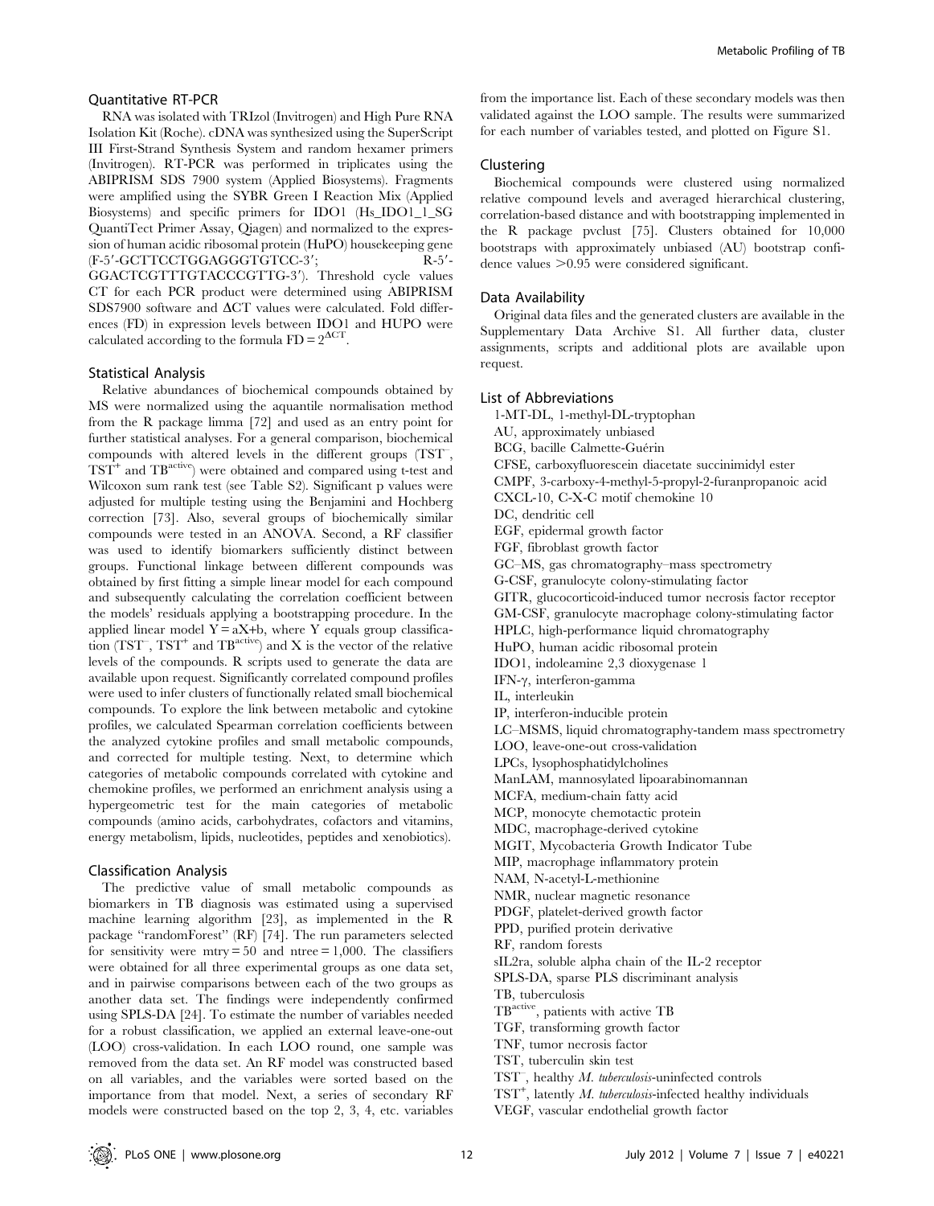### Quantitative RT-PCR

RNA was isolated with TRIzol (Invitrogen) and High Pure RNA Isolation Kit (Roche). cDNA was synthesized using the SuperScript III First-Strand Synthesis System and random hexamer primers (Invitrogen). RT-PCR was performed in triplicates using the ABIPRISM SDS 7900 system (Applied Biosystems). Fragments were amplified using the SYBR Green I Reaction Mix (Applied Biosystems) and specific primers for IDO1 (Hs_IDO1_1_SG QuantiTect Primer Assay, Qiagen) and normalized to the expression of human acidic ribosomal protein (HuPO) housekeeping gene (F-5′-GCTTCCTGGAGGGTGTCC-3′; R-5′-GGACTCGTTTGTACCCGTTG-3′). Threshold cycle values CT for each PCR product were determined using ABIPRISM SDS7900 software and ΔCT values were calculated. Fold differences (FD) in expression levels between IDO1 and HUPO were calculated according to the formula $FD = 2^{\Delta CT}$.

### Statistical Analysis

Relative abundances of biochemical compounds obtained by MS were normalized using the aquantile normalisation method from the R package limma [72] and used as an entry point for further statistical analyses. For a general comparison, biochemical compounds with altered levels in the different groups ($TST^-$, $TST^+$ and $TB^{active}$) were obtained and compared using t-test and Wilcoxon sum rank test (see Table S2). Significant p values were adjusted for multiple testing using the Benjamini and Hochberg correction [73]. Also, several groups of biochemically similar compounds were tested in an ANOVA. Second, a RF classifier was used to identify biomarkers sufficiently distinct between groups. Functional linkage between different compounds was obtained by first fitting a simple linear model for each compound and subsequently calculating the correlation coefficient between the models' residuals applying a bootstrapping procedure. In the applied linear model $Y = aX+b$, where Y equals group classification ($TST^-$, $TST^+$ and $TB^{active}$) and X is the vector of the relative levels of the compounds. R scripts used to generate the data are available upon request. Significantly correlated compound profiles were used to infer clusters of functionally related small biochemical compounds. To explore the link between metabolic and cytokine profiles, we calculated Spearman correlation coefficients between the analyzed cytokine profiles and small metabolic compounds, and corrected for multiple testing. Next, to determine which categories of metabolic compounds correlated with cytokine and chemokine profiles, we performed an enrichment analysis using a hypergeometric test for the main categories of metabolic compounds (amino acids, carbohydrates, cofactors and vitamins, energy metabolism, lipids, nucleotides, peptides and xenobiotics).

### Classification Analysis

The predictive value of small metabolic compounds as biomarkers in TB diagnosis was estimated using a supervised machine learning algorithm [23], as implemented in the R package "randomForest" (RF) [74]. The run parameters selected for sensitivity were mtry = 50 and ntree = 1,000. The classifiers were obtained for all three experimental groups as one data set, and in pairwise comparisons between each of the two groups as another data set. The findings were independently confirmed using SPLS-DA [24]. To estimate the number of variables needed for a robust classification, we applied an external leave-one-out (LOO) cross-validation. In each LOO round, one sample was removed from the data set. An RF model was constructed based on all variables, and the variables were sorted based on the importance from that model. Next, a series of secondary RF models were constructed based on the top 2, 3, 4, etc. variables from the importance list. Each of these secondary models was then validated against the LOO sample. The results were summarized for each number of variables tested, and plotted on Figure S1.

### Clustering

Biochemical compounds were clustered using normalized relative compound levels and averaged hierarchical clustering, correlation-based distance and with bootstrapping implemented in the R package pvclust [75]. Clusters obtained for 10,000 bootstraps with approximately unbiased (AU) bootstrap confidence values >0.95 were considered significant.

### Data Availability

Original data files and the generated clusters are available in the Supplementary Data Archive S1. All further data, cluster assignments, scripts and additional plots are available upon request.

### List of Abbreviations

1-MT-DL, 1-methyl-DL-tryptophan
AU, approximately unbiased
BCG, bacille Calmette-Guérin
CFSE, carboxyfluorescein diacetate succinimidyl ester
CMPF, 3-carboxy-4-methyl-5-propyl-2-furanpropanoic acid
CXCL-10, C-X-C motif chemokine 10
DC, dendritic cell
EGF, epidermal growth factor
FGF, fibroblast growth factor
GC–MS, gas chromatography–mass spectrometry
G-CSF, granulocyte colony-stimulating factor
GITR, glucocorticoid-induced tumor necrosis factor receptor
GM-CSF, granulocyte macrophage colony-stimulating factor
HPLC, high-performance liquid chromatography
HuPO, human acidic ribosomal protein
IDO1, indoleamine 2,3 dioxygenase 1
IFN-γ, interferon-gamma
IL, interleukin
IP, interferon-inducible protein
LC–MSMS, liquid chromatography-tandem mass spectrometry
LOO, leave-one-out cross-validation
LPCs, lysophosphatidylcholines
ManLAM, mannosylated lipoarabinomannan
MCFA, medium-chain fatty acid
MCP, monocyte chemotactic protein
MDC, macrophage-derived cytokine
MGIT, Mycobacteria Growth Indicator Tube
MIP, macrophage inflammatory protein
NAM, N-acetyl-L-methionine
NMR, nuclear magnetic resonance
PDGF, platelet-derived growth factor
PPD, purified protein derivative
RF, random forests
sIL2ra, soluble alpha chain of the IL-2 receptor
SPLS-DA, sparse PLS discriminant analysis
TB, tuberculosis
$TB^{active}$, patients with active TB
TGF, transforming growth factor
TNF, tumor necrosis factor
TST, tuberculin skin test
$TST^-$, healthy *M. tuberculosis*-uninfected controls
$TST^+$, latently *M. tuberculosis*-infected healthy individuals
VEGF, vascular endothelial growth factor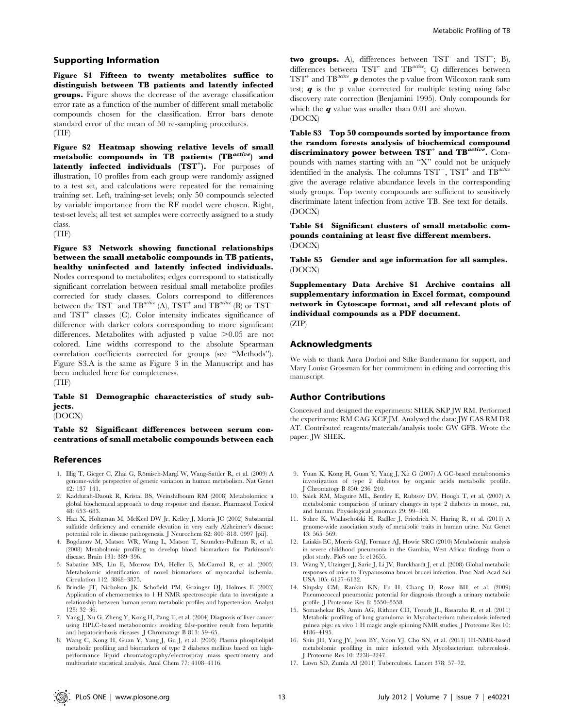## Supporting Information

**Figure S1 Fifteen to twenty metabolites suffice to distinguish between TB patients and latently infected groups.** Figure shows the decrease of the average classification error rate as a function of the number of different small metabolic compounds chosen for the classification. Error bars denote standard error of the mean of 50 re-sampling procedures.
(TIF)

**Figure S2 Heatmap showing relative levels of small metabolic compounds in TB patients ($TB^{active}$) and latently infected individuals ($TST^{+}$).** For purposes of illustration, 10 profiles from each group were randomly assigned to a test set, and calculations were repeated for the remaining training set. Left, training-set levels; only 50 compounds selected by variable importance from the RF model were chosen. Right, test-set levels; all test set samples were correctly assigned to a study class.
(TIF)

**Figure S3 Network showing functional relationships between the small metabolic compounds in TB patients, healthy uninfected and latently infected individuals.** Nodes correspond to metabolites; edges correspond to statistically significant correlation between residual small metabolite profiles corrected for study classes. Colors correspond to differences between the $TST^{-}$ and $TB^{active}$ (A), $TST^{+}$ and $TB^{active}$ (B) or $TST^{-}$ and $TST^{+}$ classes (C). Color intensity indicates significance of difference with darker colors corresponding to more significant differences. Metabolites with adjusted p value $>0.05$ are not colored. Line widths correspond to the absolute Spearman correlation coefficients corrected for groups (see "Methods"). Figure S3.A is the same as Figure 3 in the Manuscript and has been included here for completeness.
(TIF)

**Table S1 Demographic characteristics of study subjects.**
(DOCX)

**Table S2 Significant differences between serum concentrations of small metabolic compounds between each two groups.** A), differences between $TST^{-}$ and $TST^{+}$; B), differences between $TST^{-}$ and $TB^{active}$; C) differences between $TST^{+}$ and $TB^{active}$. ***p*** denotes the p value from Wilcoxon rank sum test; ***q*** is the p value corrected for multiple testing using false discovery rate correction (Benjamini 1995). Only compounds for which the ***q*** value was smaller than 0.01 are shown.
(DOCX)

**Table S3 Top 50 compounds sorted by importance from the random forests analysis of biochemical compound discriminatory power between $TST^{+}$ and $TB^{active}$.** Compounds with names starting with an "X" could not be uniquely identified in the analysis. The columns $TST^{-}$, $TST^{+}$ and $TB^{active}$ give the average relative abundance levels in the corresponding study groups. Top twenty compounds are sufficient to sensitively discriminate latent infection from active TB. See text for details.
(DOCX)

**Table S4 Significant clusters of small metabolic compounds containing at least five different members.**
(DOCX)

**Table S5 Gender and age information for all samples.**
(DOCX)

**Supplementary Data Archive S1 Archive contains all supplementary information in Excel format, compound network in Cytoscape format, and all relevant plots of individual compounds as a PDF document.**
(ZIP)

## Acknowledgments

We wish to thank Anca Dorhoi and Silke Bandermann for support, and Mary Louise Grossman for her commitment in editing and correcting this manuscript.

## Author Contributions

Conceived and designed the experiments: SHEK SKP JW RM. Performed the experiments: RM CAG KCF JM. Analyzed the data: JW CAS RM DR AT. Contributed reagents/materials/analysis tools: GW GFB. Wrote the paper: JW SHEK.

## References

1. Illig T, Gieger C, Zhai G, Römisch-Margl W, Wang-Sattler R, et al. (2009) A genome-wide perspective of genetic variation in human metabolism. Nat Genet 42: 137–141.
2. Kaddurah-Daouk R, Kristal BS, Weinshilboum RM (2008) Metabolomics: a global biochemical approach to drug response and disease. Pharmacol Toxicol 48: 653–683.
3. Han X, Holtzman M, McKeel DW Jr, Kelley J, Morris JC (2002) Substantial sulfatide deficiency and ceramide elevation in very early Alzheimer's disease: potential role in disease pathogenesis. J Neurochem 82: 809–818. 0997 [pii].
4. Bogdanov M, Matson WR, Wang L, Matson T, Saunders-Pullman R, et al. (2008) Metabolomic profiling to develop blood biomarkers for Parkinson's disease. Brain 131: 389–396.
5. Sabatine MS, Liu E, Morrow DA, Heller E, McCarroll R, et al. (2005) Metabolomic identification of novel biomarkers of myocardial ischemia. Circulation 112: 3868–3875.
6. Brindle JT, Nicholson JK, Schofield PM, Grainger DJ, Holmes E (2003) Application of chemometrics to 1 H NMR spectroscopic data to investigate a relationship between human serum metabolic profiles and hypertension. Analyst 128: 32–36.
7. Yang J, Xu G, Zheng Y, Kong H, Pang T, et al. (2004) Diagnosis of liver cancer using HPLC-based metabonomics avoiding false-positive result from hepatitis and hepatocirrhosis diseases. J Chromatogr B 813: 59–65.
8. Wang C, Kong H, Guan Y, Yang J, Gu J, et al. (2005) Plasma phospholipid metabolic profiling and biomarkers of type 2 diabetes mellitus based on high-performance liquid chromatography/electrospray mass spectrometry and multivariate statistical analysis. Anal Chem 77: 4108–4116.
9. Yuan K, Kong H, Guan Y, Yang J, Xu G (2007) A GC-based metabonomics investigation of type 2 diabetes by organic acids metabolic profile. J Chromatogr B 850: 236–240.
10. Salek RM, Maguire ML, Bentley E, Rubtsov DV, Hough T, et al. (2007) A metabolomic comparison of urinary changes in type 2 diabetes in mouse, rat, and human. Physiological genomics 29: 99–108.
11. Suhre K, Wallaschofski H, Raffler J, Friedrich N, Haring R, et al. (2011) A genome-wide association study of metabolic traits in human urine. Nat Genet 43: 565–569.
12. Laiakis EC, Morris GAJ, Fornace AJ, Howie SRC (2010) Metabolomic analysis in severe childhood pneumonia in the Gambia, West Africa: findings from a pilot study. PloS one 5: e12655.
13. Wang Y, Utzinger J, Saric J, Li JV, Burckhardt J, et al. (2008) Global metabolic responses of mice to Trypanosoma brucei brucei infection. Proc Natl Acad Sci USA 105: 6127–6132.
14. Slupsky CM, Rankin KN, Fu H, Chang D, Rowe BH, et al. (2009) Pneumococcal pneumonia: potential for diagnosis through a urinary metabolic profile. J Proteome Res 8: 5550–5558.
15. Somashekar BS, Amin AG, Rithner CD, Troudt JL, Basaraba R, et al. (2011) Metabolic profiling of lung granuloma in Mycobacterium tuberculosis infected guinea pigs: ex vivo 1 H magic angle spinning NMR studies. J Proteome Res 10: 4186–4195.
16. Shin JH, Yang JY, Jeon BY, Yoon YJ, Cho SN, et al. (2011) 1H-NMR-based metabolomic profiling in mice infected with Mycobacterium tuberculosis. J Proteome Res 10: 2238–2247.
17. Lawn SD, Zumla AI (2011) Tuberculosis. Lancet 378: 57–72.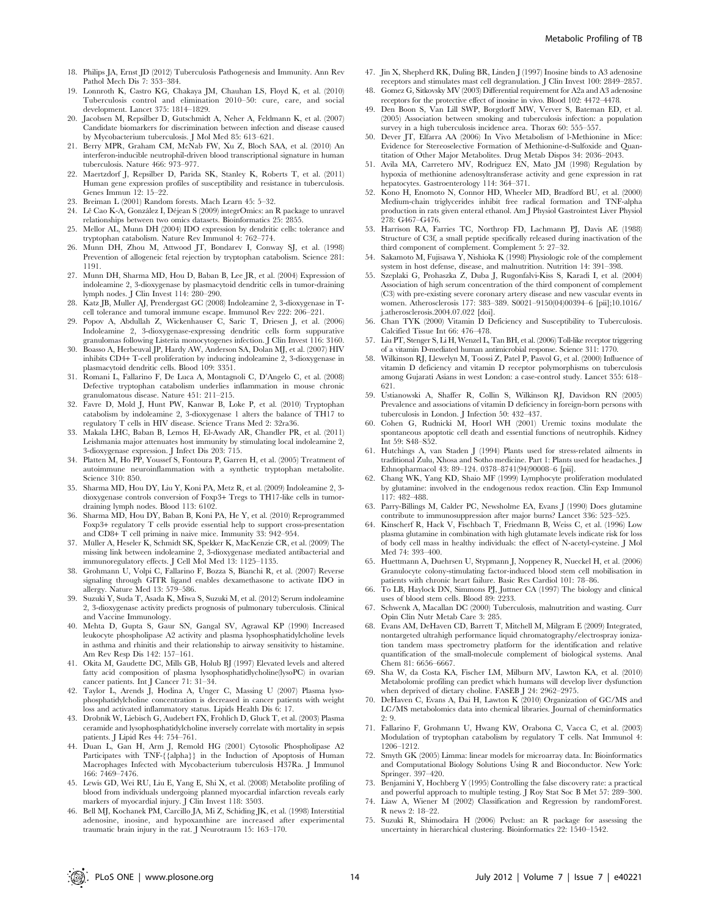18. Philips JA, Ernst JD (2012) Tuberculosis Pathogenesis and Immunity. Ann Rev Pathol Mech Dis 7: 353–384.
19. Lonnroth K, Castro KG, Chakaya JM, Chauhan LS, Floyd K, et al. (2010) Tuberculosis control and elimination 2010–50: cure, care, and social development. Lancet 375: 1814–1829.
20. Jacobsen M, Repsilber D, Gutschmidt A, Neher A, Feldmann K, et al. (2007) Candidate biomarkers for discrimination between infection and disease caused by Mycobacterium tuberculosis. J Mol Med 85: 613–621.
21. Berry MPR, Graham CM, McNab FW, Xu Z, Bloch SAA, et al. (2010) An interferon-inducible neutrophil-driven blood transcriptional signature in human tuberculosis. Nature 466: 973–977.
22. Maertzdorf J, Repsilber D, Parida SK, Stanley K, Roberts T, et al. (2011) Human gene expression profiles of susceptibility and resistance in tuberculosis. Genes Immun 12: 15–22.
23. Breiman L (2001) Random forests. Mach Learn 45: 5–32.
24. Lê Cao K-A, González I, Déjean S (2009) integrOmics: an R package to unravel relationships between two omics datasets. Bioinformatics 25: 2855.
25. Mellor AL, Munn DH (2004) IDO expression by dendritic cells: tolerance and tryptophan catabolism. Nature Rev Immunol 4: 762–774.
26. Munn DH, Zhou M, Attwood JT, Bondarev I, Conway SJ, et al. (1998) Prevention of allogeneic fetal rejection by tryptophan catabolism. Science 281: 1191.
27. Munn DH, Sharma MD, Hou D, Baban B, Lee JR, et al. (2004) Expression of indoleamine 2, 3-dioxygenase by plasmacytoid dendritic cells in tumor-draining lymph nodes. J Clin Invest 114: 280–290.
28. Katz JB, Muller AJ, Prendergast GC (2008) Indoleamine 2, 3-dioxygenase in T-cell tolerance and tumoral immune escape. Immunol Rev 222: 206–221.
29. Popov A, Abdullah Z, Wickenhauser C, Saric T, Driesen J, et al. (2006) Indoleamine 2, 3-dioxygenase-expressing dendritic cells form suppurative granulomas following Listeria monocytogenes infection. J Clin Invest 116: 3160.
30. Boasso A, Herbeuval JP, Hardy AW, Anderson SA, Dolan MJ, et al. (2007) HIV inhibits CD4+ T-cell proliferation by inducing indoleamine 2, 3-dioxygenase in plasmacytoid dendritic cells. Blood 109: 3351.
31. Romani L, Fallarino F, De Luca A, Montagnoli C, D'Angelo C, et al. (2008) Defective tryptophan catabolism underlies inflammation in mouse chronic granulomatous disease. Nature 451: 211–215.
32. Favre D, Mold J, Hunt PW, Kanwar B, Loke P, et al. (2010) Tryptophan catabolism by indoleamine 2, 3-dioxygenase 1 alters the balance of TH17 to regulatory T cells in HIV disease. Science Trans Med 2: 32ra36.
33. Makala LHC, Baban B, Lemos H, El-Awady AR, Chandler PR, et al. (2011) Leishmania major attenuates host immunity by stimulating local indoleamine 2, 3-dioxygenase expression. J Infect Dis 203: 715.
34. Platten M, Ho PP, Youssef S, Fontoura P, Garren H, et al. (2005) Treatment of autoimmune neuroinflammation with a synthetic tryptophan metabolite. Science 310: 850.
35. Sharma MD, Hou DY, Liu Y, Koni PA, Metz R, et al. (2009) Indoleamine 2, 3-dioxygenase controls conversion of Foxp3+ Tregs to TH17-like cells in tumor-draining lymph nodes. Blood 113: 6102.
36. Sharma MD, Hou DY, Baban B, Koni PA, He Y, et al. (2010) Reprogrammed Foxp3+ regulatory T cells provide essential help to support cross-presentation and CD8+ T cell priming in naive mice. Immunity 33: 942–954.
37. Müller A, Heseler K, Schmidt SK, Spekker K, MacKenzie CR, et al. (2009) The missing link between indoleamine 2, 3-dioxygenase mediated antibacterial and immunoregulatory effects. J Cell Mol Med 13: 1125–1135.
38. Grohmann U, Volpi C, Fallarino F, Bozza S, Bianchi R, et al. (2007) Reverse signaling through GITR ligand enables dexamethasone to activate IDO in allergy. Nature Med 13: 579–586.
39. Suzuki Y, Suda T, Asada K, Miwa S, Suzuki M, et al. (2012) Serum indoleamine 2, 3-dioxygenase activity predicts prognosis of pulmonary tuberculosis. Clinical and Vaccine Immunology.
40. Mehta D, Gupta S, Gaur SN, Gangal SV, Agrawal KP (1990) Increased leukocyte phospholipase A2 activity and plasma lysophosphatidylcholine levels in asthma and rhinitis and their relationship to airway sensitivity to histamine. Am Rev Resp Dis 142: 157–161.
41. Okita M, Gaudette DC, Mills GB, Holub BJ (1997) Elevated levels and altered fatty acid composition of plasma lysophosphatidlycholine(lysoPC) in ovarian cancer patients. Int J Cancer 71: 31–34.
42. Taylor L, Arends J, Hodina A, Unger C, Massing U (2007) Plasma lyso-phosphatidylcholine concentration is decreased in cancer patients with weight loss and activated inflammatory status. Lipids Health Dis 6: 17.
43. Drobnik W, Liebisch G, Audebert FX, Frohlich D, Gluck T, et al. (2003) Plasma ceramide and lysophosphatidylcholine inversely correlate with mortality in sepsis patients. J Lipid Res 44: 754–761.
44. Duan L, Gan H, Arm J, Remold HG (2001) Cytosolic Phospholipase A2 Participates with TNF-{{alpha}} in the Induction of Apoptosis of Human Macrophages Infected with Mycobacterium tuberculosis H37Ra. J Immunol 166: 7469–7476.
45. Lewis GD, Wei RU, Liu E, Yang E, Shi X, et al. (2008) Metabolite profiling of blood from individuals undergoing planned myocardial infarction reveals early markers of myocardial injury. J Clin Invest 118: 3503.
46. Bell MJ, Kochanek PM, Carcillo JA, Mi Z, Schiding JK, et al. (1998) Interstitial adenosine, inosine, and hypoxanthine are increased after experimental traumatic brain injury in the rat. J Neurotraum 15: 163–170.
47. Jin X, Shepherd RK, Duling BR, Linden J (1997) Inosine binds to A3 adenosine receptors and stimulates mast cell degranulation. J Clin Invest 100: 2849–2857.
48. Gomez G, Sitkovsky MV (2003) Differential requirement for A2a and A3 adenosine receptors for the protective effect of inosine in vivo. Blood 102: 4472–4478.
49. Den Boon S, Van Lill SWP, Borgdorff MW, Verver S, Bateman ED, et al. (2005) Association between smoking and tuberculosis infection: a population survey in a high tuberculosis incidence area. Thorax 60: 555–557.
50. Dever JT, Elfarra AA (2006) In Vivo Metabolism of l-Methionine in Mice: Evidence for Stereoselective Formation of Methionine-d-Sulfoxide and Quantitation of Other Major Metabolites. Drug Metab Dispos 34: 2036–2043.
51. Avila MA, Carretero MV, Rodriguez EN, Mato JM (1998) Regulation by hypoxia of methionine adenosyltransferase activity and gene expression in rat hepatocytes. Gastroenterology 114: 364–371.
52. Kono H, Enomoto N, Connor HD, Wheeler MD, Bradford BU, et al. (2000) Medium-chain triglycerides inhibit free radical formation and TNF-alpha production in rats given enteral ethanol. Am J Physiol Gastrointest Liver Physiol 278: G467–G476.
53. Harrison RA, Farries TC, Northrop FD, Lachmann PJ, Davis AE (1988) Structure of C3f, a small peptide specifically released during inactivation of the third component of complement. Complement 5: 27–32.
54. Sakamoto M, Fujisawa Y, Nishioka K (1998) Physiologic role of the complement system in host defense, disease, and malnutrition. Nutrition 14: 391–398.
55. Szeplaki G, Prohaszka Z, Duba J, Rugonfalvi-Kiss S, Karadi I, et al. (2004) Association of high serum concentration of the third component of complement (C3) with pre-existing severe coronary artery disease and new vascular events in women. Atherosclerosis 177: 383–389. S0021–9150(04)00394–6 [pii];10.1016/j.atherosclerosis.2004.07.022 [doi].
56. Chan TYK (2000) Vitamin D Deficiency and Susceptibility to Tuberculosis. Calcified Tissue Int 66: 476–478.
57. Liu PT, Stenger S, Li H, Wenzel L, Tan BH, et al. (2006) Toll-like receptor triggering of a vitamin D-mediated human antimicrobial response. Science 311: 1770.
58. Wilkinson RJ, Llewelyn M, Toossi Z, Patel P, Pasvol G, et al. (2000) Influence of vitamin D deficiency and vitamin D receptor polymorphisms on tuberculosis among Gujarati Asians in west London: a case-control study. Lancet 355: 618–621.
59. Ustianowski A, Shaffer R, Collin S, Wilkinson RJ, Davidson RN (2005) Prevalence and associations of vitamin D deficiency in foreign-born persons with tuberculosis in London. J Infection 50: 432–437.
60. Cohen G, Rudnicki M, Hoorl WH (2001) Uremic toxins modulate the spontaneous apoptotic cell death and essential functions of neutrophils. Kidney Int 59: S48–S52.
61. Hutchings A, van Staden J (1994) Plants used for stress-related ailments in traditional Zulu, Xhosa and Sotho medicine. Part 1: Plants used for headaches. J Ethnopharmacol 43: 89–124. 0378–8741(94)90008–6 [pii].
62. Chang WK, Yang KD, Shaio MF (1999) Lymphocyte proliferation modulated by glutamine: involved in the endogenous redox reaction. Clin Exp Immunol 117: 482–488.
63. Parry-Billings M, Calder PC, Newsholme EA, Evans J (1990) Does glutamine contribute to immunosuppression after major burns? Lancet 336: 523–525.
64. Kinscherf R, Hack V, Fischbach T, Friedmann B, Weiss C, et al. (1996) Low plasma glutamine in combination with high glutamate levels indicate risk for loss of body cell mass in healthy individuals: the effect of N-acetyl-cysteine. J Mol Med 74: 393–400.
65. Huettmann A, Duehrsen U, Stypmann J, Noppeney R, Nueckel H, et al. (2006) Granulocyte colony-stimulating factor-induced blood stem cell mobilisation in patients with chronic heart failure. Basic Res Cardiol 101: 78–86.
66. To LB, Haylock DN, Simmons PJ, Juttner CA (1997) The biology and clinical uses of blood stem cells. Blood 89: 2233.
67. Schwenk A, Macallan DC (2000) Tuberculosis, malnutrition and wasting. Curr Opin Clin Nutr Metab Care 3: 285.
68. Evans AM, DeHaven CD, Barrett T, Mitchell M, Milgram E (2009) Integrated, nontargeted ultrahigh performance liquid chromatography/electrospray ionization tandem mass spectrometry platform for the identification and relative quantification of the small-molecule complement of biological systems. Anal Chem 81: 6656–6667.
69. Sha W, da Costa KA, Fischer LM, Milburn MV, Lawton KA, et al. (2010) Metabolomic profiling can predict which humans will develop liver dysfunction when deprived of dietary choline. FASEB J 24: 2962–2975.
70. DeHaven C, Evans A, Dai H, Lawton K (2010) Organization of GC/MS and LC/MS metabolomics data into chemical libraries. Journal of cheminformatics 2: 9.
71. Fallarino F, Grohmann U, Hwang KW, Orabona C, Vacca C, et al. (2003) Modulation of tryptophan catabolism by regulatory T cells. Nat Immunol 4: 1206–1212.
72. Smyth GK (2005) Limma: linear models for microarray data. In: Bioinformatics and Computational Biology Solutions Using R and Bioconductor. New York: Springer. 397–420.
73. Benjamini Y, Hochberg Y (1995) Controlling the false discovery rate: a practical and powerful approach to multiple testing. J Roy Stat Soc B Met 57: 289–300.
74. Liaw A, Wiener M (2002) Classification and Regression by randomForest. R news 2: 18–22.
75. Suzuki R, Shimodaira H (2006) Pvclust: an R package for assessing the uncertainty in hierarchical clustering. Bioinformatics 22: 1540–1542.